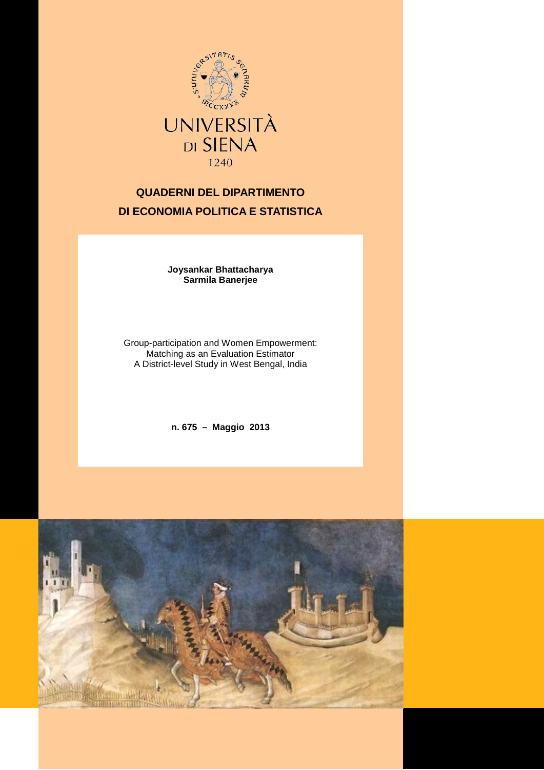UNIVERSITÀ DI SIENA

1240

**QUADERNI DEL DIPARTIMENTO DI ECONOMIA POLITICA E STATISTICA**

**Joysankar Bhattacharya**
**Sarmila Banerjee**

# Group-participation and Women Empowerment: Matching as an Evaluation Estimator A District-level Study in West Bengal, India

**n. 675 – Maggio 2013**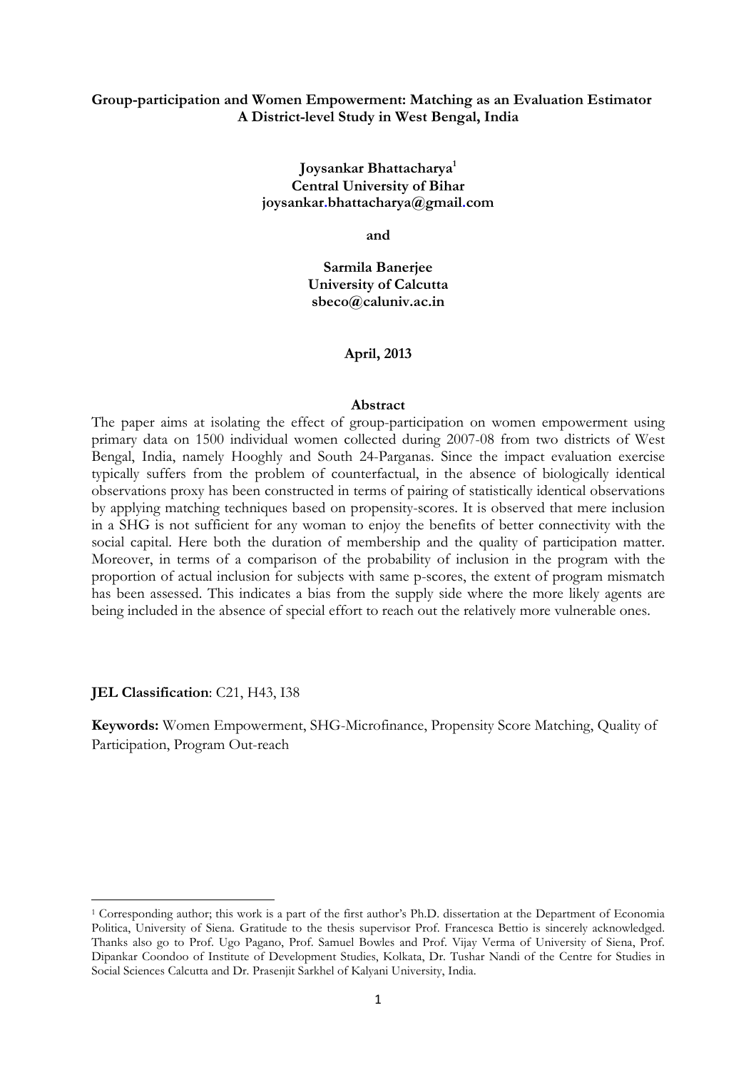**Group-participation and Women Empowerment: Matching as an Evaluation Estimator**
**A District-level Study in West Bengal, India**

**Joysankar Bhattacharya**[1]
**Central University of Bihar**
**joysankar.bhattacharya@gmail.com**

**and**

**Sarmila Banerjee**
**University of Calcutta**
**sbeco@caluniv.ac.in**

**April, 2013**

**Abstract**

The paper aims at isolating the effect of group-participation on women empowerment using primary data on 1500 individual women collected during 2007-08 from two districts of West Bengal, India, namely Hooghly and South 24-Parganas. Since the impact evaluation exercise typically suffers from the problem of counterfactual, in the absence of biologically identical observations proxy has been constructed in terms of pairing of statistically identical observations by applying matching techniques based on propensity-scores. It is observed that mere inclusion in a SHG is not sufficient for any woman to enjoy the benefits of better connectivity with the social capital. Here both the duration of membership and the quality of participation matter. Moreover, in terms of a comparison of the probability of inclusion in the program with the proportion of actual inclusion for subjects with same p-scores, the extent of program mismatch has been assessed. This indicates a bias from the supply side where the more likely agents are being included in the absence of special effort to reach out the relatively more vulnerable ones.

**JEL Classification**: C21, H43, I38

**Keywords:** Women Empowerment, SHG-Microfinance, Propensity Score Matching, Quality of Participation, Program Out-reach

---

[1] Corresponding author; this work is a part of the first author's Ph.D. dissertation at the Department of Economia Politica, University of Siena. Gratitude to the thesis supervisor Prof. Francesca Bettio is sincerely acknowledged. Thanks also go to Prof. Ugo Pagano, Prof. Samuel Bowles and Prof. Vijay Verma of University of Siena, Prof. Dipankar Coondoo of Institute of Development Studies, Kolkata, Dr. Tushar Nandi of the Centre for Studies in Social Sciences Calcutta and Dr. Prasenjit Sarkhel of Kalyani University, India.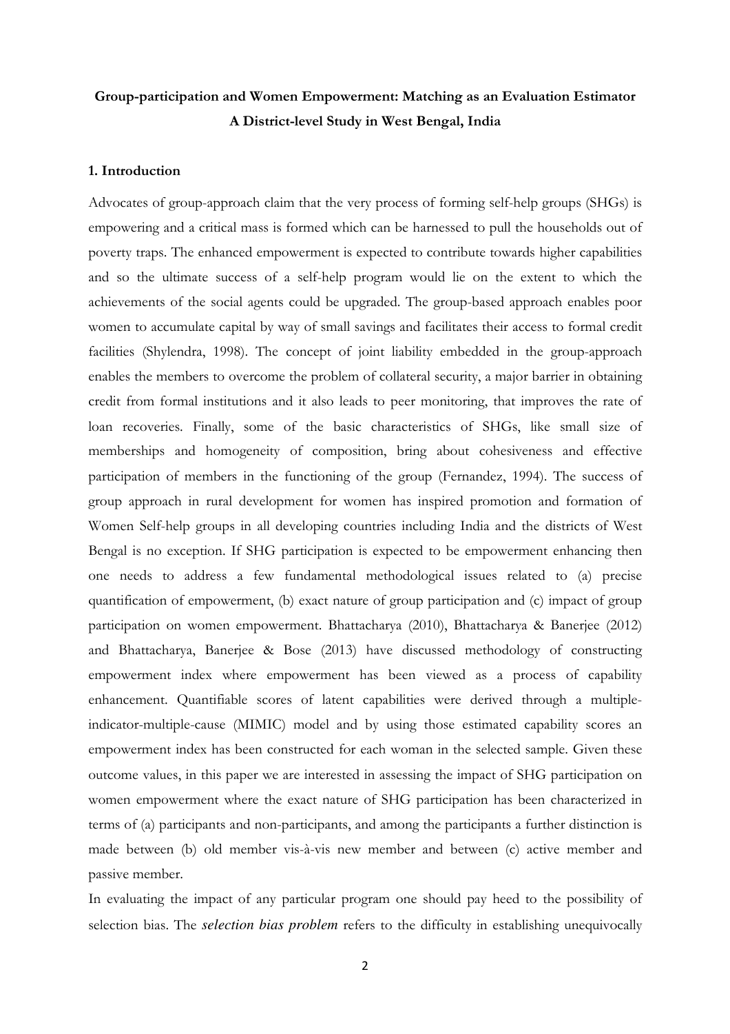**Group-participation and Women Empowerment: Matching as an Evaluation Estimator**
**A District-level Study in West Bengal, India**

## 1. Introduction

Advocates of group-approach claim that the very process of forming self-help groups (SHGs) is empowering and a critical mass is formed which can be harnessed to pull the households out of poverty traps. The enhanced empowerment is expected to contribute towards higher capabilities and so the ultimate success of a self-help program would lie on the extent to which the achievements of the social agents could be upgraded. The group-based approach enables poor women to accumulate capital by way of small savings and facilitates their access to formal credit facilities (Shylendra, 1998). The concept of joint liability embedded in the group-approach enables the members to overcome the problem of collateral security, a major barrier in obtaining credit from formal institutions and it also leads to peer monitoring, that improves the rate of loan recoveries. Finally, some of the basic characteristics of SHGs, like small size of memberships and homogeneity of composition, bring about cohesiveness and effective participation of members in the functioning of the group (Fernandez, 1994). The success of group approach in rural development for women has inspired promotion and formation of Women Self-help groups in all developing countries including India and the districts of West Bengal is no exception. If SHG participation is expected to be empowerment enhancing then one needs to address a few fundamental methodological issues related to (a) precise quantification of empowerment, (b) exact nature of group participation and (c) impact of group participation on women empowerment. Bhattacharya (2010), Bhattacharya & Banerjee (2012) and Bhattacharya, Banerjee & Bose (2013) have discussed methodology of constructing empowerment index where empowerment has been viewed as a process of capability enhancement. Quantifiable scores of latent capabilities were derived through a multiple-indicator-multiple-cause (MIMIC) model and by using those estimated capability scores an empowerment index has been constructed for each woman in the selected sample. Given these outcome values, in this paper we are interested in assessing the impact of SHG participation on women empowerment where the exact nature of SHG participation has been characterized in terms of (a) participants and non-participants, and among the participants a further distinction is made between (b) old member vis-à-vis new member and between (c) active member and passive member.

In evaluating the impact of any particular program one should pay heed to the possibility of selection bias. The ***selection bias problem*** refers to the difficulty in establishing unequivocally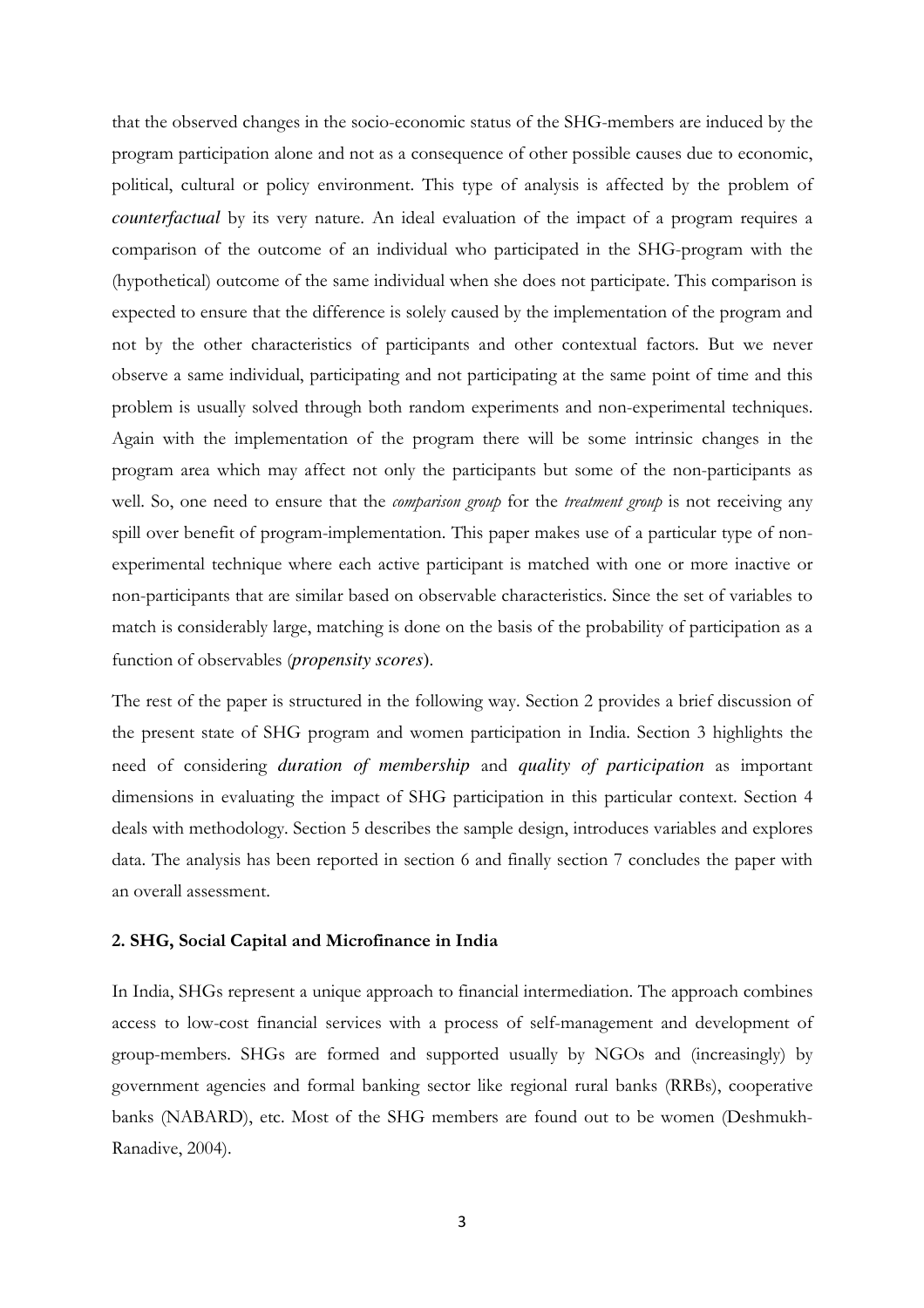that the observed changes in the socio-economic status of the SHG-members are induced by the program participation alone and not as a consequence of other possible causes due to economic, political, cultural or policy environment. This type of analysis is affected by the problem of ***counterfactual*** by its very nature. An ideal evaluation of the impact of a program requires a comparison of the outcome of an individual who participated in the SHG-program with the (hypothetical) outcome of the same individual when she does not participate. This comparison is expected to ensure that the difference is solely caused by the implementation of the program and not by the other characteristics of participants and other contextual factors. But we never observe a same individual, participating and not participating at the same point of time and this problem is usually solved through both random experiments and non-experimental techniques. Again with the implementation of the program there will be some intrinsic changes in the program area which may affect not only the participants but some of the non-participants as well. So, one need to ensure that the *comparison group* for the *treatment group* is not receiving any spill over benefit of program-implementation. This paper makes use of a particular type of non-experimental technique where each active participant is matched with one or more inactive or non-participants that are similar based on observable characteristics. Since the set of variables to match is considerably large, matching is done on the basis of the probability of participation as a function of observables (*propensity scores*).

The rest of the paper is structured in the following way. Section 2 provides a brief discussion of the present state of SHG program and women participation in India. Section 3 highlights the need of considering ***duration of membership*** and ***quality of participation*** as important dimensions in evaluating the impact of SHG participation in this particular context. Section 4 deals with methodology. Section 5 describes the sample design, introduces variables and explores data. The analysis has been reported in section 6 and finally section 7 concludes the paper with an overall assessment.

## 2. SHG, Social Capital and Microfinance in India

In India, SHGs represent a unique approach to financial intermediation. The approach combines access to low-cost financial services with a process of self-management and development of group-members. SHGs are formed and supported usually by NGOs and (increasingly) by government agencies and formal banking sector like regional rural banks (RRBs), cooperative banks (NABARD), etc. Most of the SHG members are found out to be women (Deshmukh-Ranadive, 2004).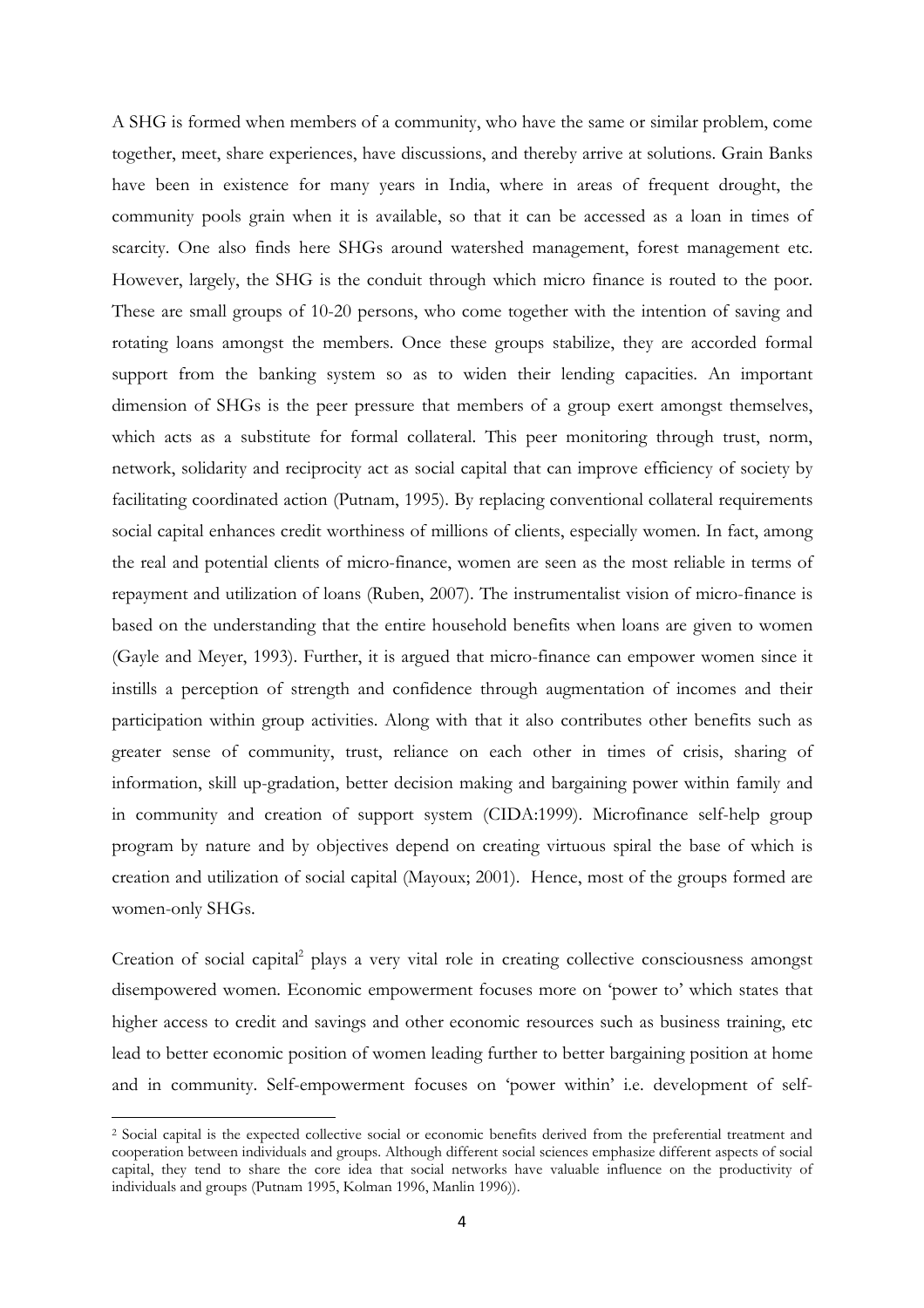A SHG is formed when members of a community, who have the same or similar problem, come together, meet, share experiences, have discussions, and thereby arrive at solutions. Grain Banks have been in existence for many years in India, where in areas of frequent drought, the community pools grain when it is available, so that it can be accessed as a loan in times of scarcity. One also finds here SHGs around watershed management, forest management etc. However, largely, the SHG is the conduit through which micro finance is routed to the poor. These are small groups of 10-20 persons, who come together with the intention of saving and rotating loans amongst the members. Once these groups stabilize, they are accorded formal support from the banking system so as to widen their lending capacities. An important dimension of SHGs is the peer pressure that members of a group exert amongst themselves, which acts as a substitute for formal collateral. This peer monitoring through trust, norm, network, solidarity and reciprocity act as social capital that can improve efficiency of society by facilitating coordinated action (Putnam, 1995). By replacing conventional collateral requirements social capital enhances credit worthiness of millions of clients, especially women. In fact, among the real and potential clients of micro-finance, women are seen as the most reliable in terms of repayment and utilization of loans (Ruben, 2007). The instrumentalist vision of micro-finance is based on the understanding that the entire household benefits when loans are given to women (Gayle and Meyer, 1993). Further, it is argued that micro-finance can empower women since it instills a perception of strength and confidence through augmentation of incomes and their participation within group activities. Along with that it also contributes other benefits such as greater sense of community, trust, reliance on each other in times of crisis, sharing of information, skill up-gradation, better decision making and bargaining power within family and in community and creation of support system (CIDA:1999). Microfinance self-help group program by nature and by objectives depend on creating virtuous spiral the base of which is creation and utilization of social capital (Mayoux; 2001). Hence, most of the groups formed are women-only SHGs.

Creation of social capital[2] plays a very vital role in creating collective consciousness amongst disempowered women. Economic empowerment focuses more on 'power to' which states that higher access to credit and savings and other economic resources such as business training, etc lead to better economic position of women leading further to better bargaining position at home and in community. Self-empowerment focuses on 'power within' i.e. development of self-

[2] Social capital is the expected collective social or economic benefits derived from the preferential treatment and cooperation between individuals and groups. Although different social sciences emphasize different aspects of social capital, they tend to share the core idea that social networks have valuable influence on the productivity of individuals and groups (Putnam 1995, Kolman 1996, Manlin 1996)).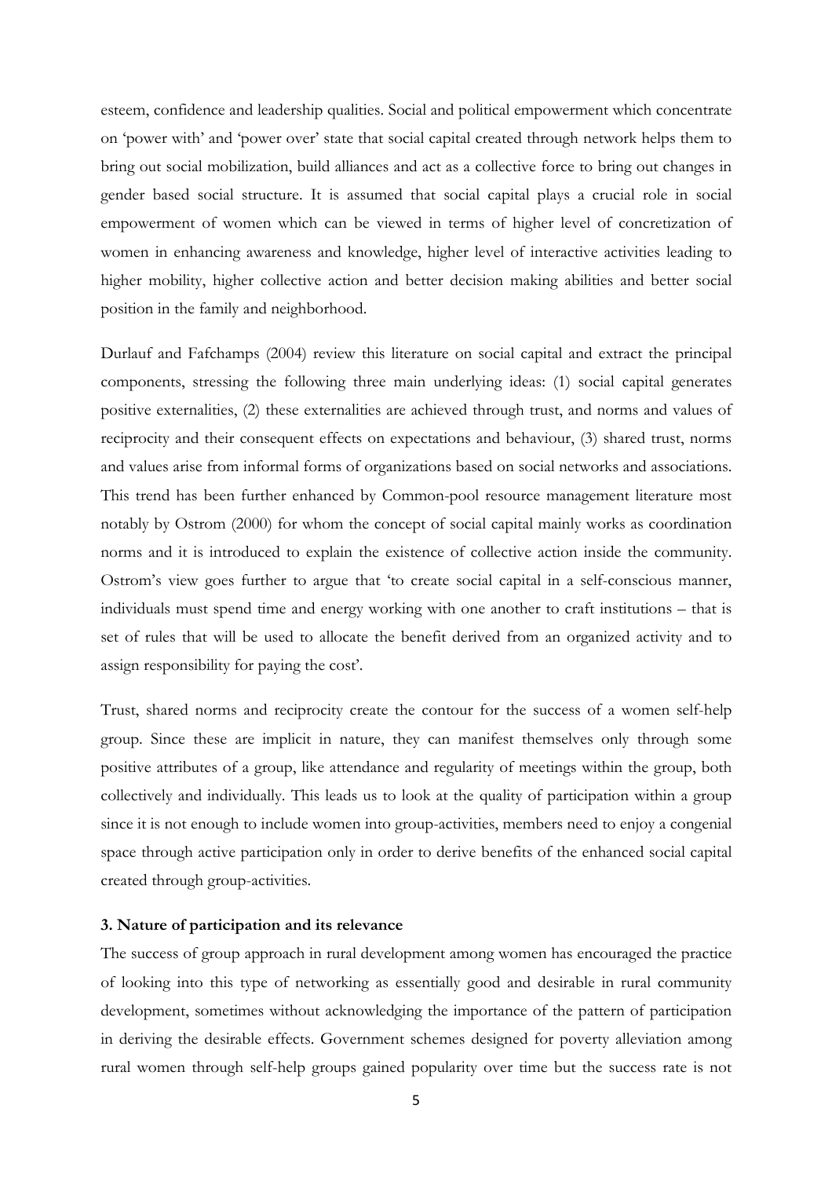esteem, confidence and leadership qualities. Social and political empowerment which concentrate on 'power with' and 'power over' state that social capital created through network helps them to bring out social mobilization, build alliances and act as a collective force to bring out changes in gender based social structure. It is assumed that social capital plays a crucial role in social empowerment of women which can be viewed in terms of higher level of concretization of women in enhancing awareness and knowledge, higher level of interactive activities leading to higher mobility, higher collective action and better decision making abilities and better social position in the family and neighborhood.

Durlauf and Fafchamps (2004) review this literature on social capital and extract the principal components, stressing the following three main underlying ideas: (1) social capital generates positive externalities, (2) these externalities are achieved through trust, and norms and values of reciprocity and their consequent effects on expectations and behaviour, (3) shared trust, norms and values arise from informal forms of organizations based on social networks and associations. This trend has been further enhanced by Common-pool resource management literature most notably by Ostrom (2000) for whom the concept of social capital mainly works as coordination norms and it is introduced to explain the existence of collective action inside the community. Ostrom's view goes further to argue that 'to create social capital in a self-conscious manner, individuals must spend time and energy working with one another to craft institutions – that is set of rules that will be used to allocate the benefit derived from an organized activity and to assign responsibility for paying the cost'.

Trust, shared norms and reciprocity create the contour for the success of a women self-help group. Since these are implicit in nature, they can manifest themselves only through some positive attributes of a group, like attendance and regularity of meetings within the group, both collectively and individually. This leads us to look at the quality of participation within a group since it is not enough to include women into group-activities, members need to enjoy a congenial space through active participation only in order to derive benefits of the enhanced social capital created through group-activities.

### 3. Nature of participation and its relevance

The success of group approach in rural development among women has encouraged the practice of looking into this type of networking as essentially good and desirable in rural community development, sometimes without acknowledging the importance of the pattern of participation in deriving the desirable effects. Government schemes designed for poverty alleviation among rural women through self-help groups gained popularity over time but the success rate is not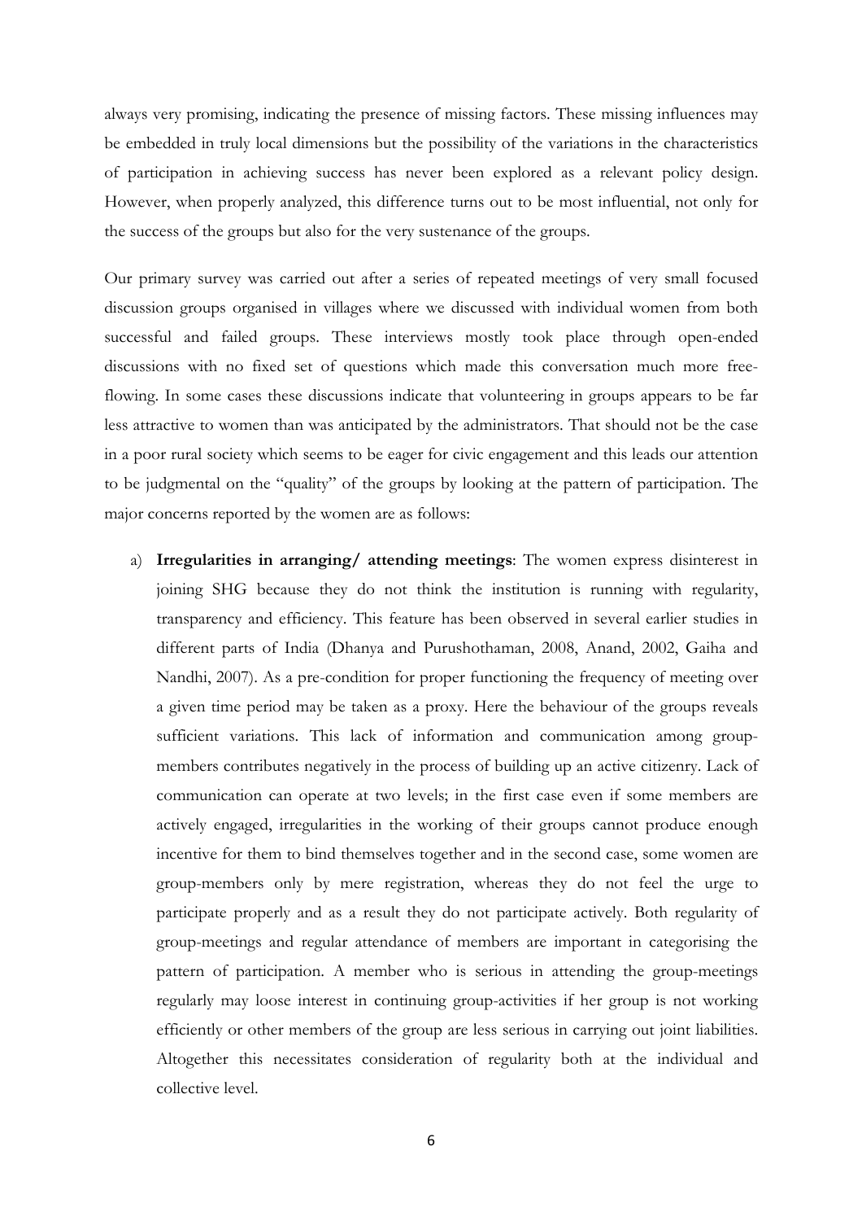always very promising, indicating the presence of missing factors. These missing influences may be embedded in truly local dimensions but the possibility of the variations in the characteristics of participation in achieving success has never been explored as a relevant policy design. However, when properly analyzed, this difference turns out to be most influential, not only for the success of the groups but also for the very sustenance of the groups.

Our primary survey was carried out after a series of repeated meetings of very small focused discussion groups organised in villages where we discussed with individual women from both successful and failed groups. These interviews mostly took place through open-ended discussions with no fixed set of questions which made this conversation much more free-flowing. In some cases these discussions indicate that volunteering in groups appears to be far less attractive to women than was anticipated by the administrators. That should not be the case in a poor rural society which seems to be eager for civic engagement and this leads our attention to be judgmental on the "quality" of the groups by looking at the pattern of participation. The major concerns reported by the women are as follows:

a) **Irregularities in arranging/ attending meetings**: The women express disinterest in joining SHG because they do not think the institution is running with regularity, transparency and efficiency. This feature has been observed in several earlier studies in different parts of India (Dhanya and Purushothaman, 2008, Anand, 2002, Gaiha and Nandhi, 2007). As a pre-condition for proper functioning the frequency of meeting over a given time period may be taken as a proxy. Here the behaviour of the groups reveals sufficient variations. This lack of information and communication among group-members contributes negatively in the process of building up an active citizenry. Lack of communication can operate at two levels; in the first case even if some members are actively engaged, irregularities in the working of their groups cannot produce enough incentive for them to bind themselves together and in the second case, some women are group-members only by mere registration, whereas they do not feel the urge to participate properly and as a result they do not participate actively. Both regularity of group-meetings and regular attendance of members are important in categorising the pattern of participation. A member who is serious in attending the group-meetings regularly may loose interest in continuing group-activities if her group is not working efficiently or other members of the group are less serious in carrying out joint liabilities. Altogether this necessitates consideration of regularity both at the individual and collective level.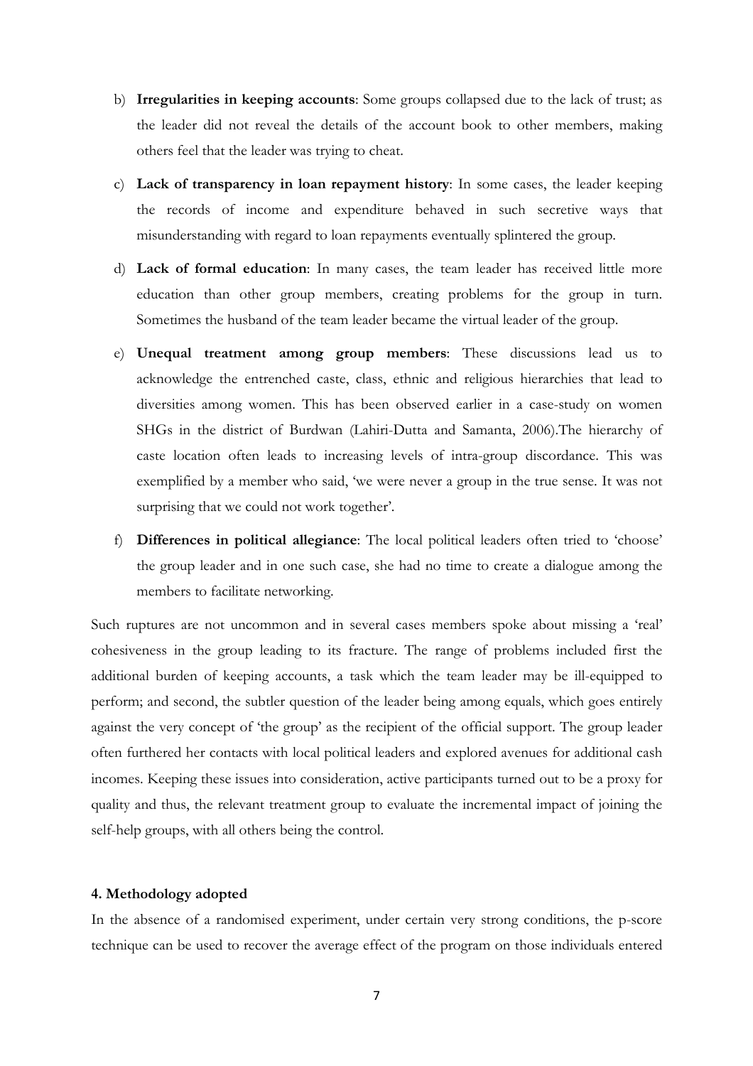b) **Irregularities in keeping accounts**: Some groups collapsed due to the lack of trust; as the leader did not reveal the details of the account book to other members, making others feel that the leader was trying to cheat.

c) **Lack of transparency in loan repayment history**: In some cases, the leader keeping the records of income and expenditure behaved in such secretive ways that misunderstanding with regard to loan repayments eventually splintered the group.

d) **Lack of formal education**: In many cases, the team leader has received little more education than other group members, creating problems for the group in turn. Sometimes the husband of the team leader became the virtual leader of the group.

e) **Unequal treatment among group members**: These discussions lead us to acknowledge the entrenched caste, class, ethnic and religious hierarchies that lead to diversities among women. This has been observed earlier in a case-study on women SHGs in the district of Burdwan (Lahiri-Dutta and Samanta, 2006).The hierarchy of caste location often leads to increasing levels of intra-group discordance. This was exemplified by a member who said, 'we were never a group in the true sense. It was not surprising that we could not work together'.

f) **Differences in political allegiance**: The local political leaders often tried to 'choose' the group leader and in one such case, she had no time to create a dialogue among the members to facilitate networking.

Such ruptures are not uncommon and in several cases members spoke about missing a 'real' cohesiveness in the group leading to its fracture. The range of problems included first the additional burden of keeping accounts, a task which the team leader may be ill-equipped to perform; and second, the subtler question of the leader being among equals, which goes entirely against the very concept of 'the group' as the recipient of the official support. The group leader often furthered her contacts with local political leaders and explored avenues for additional cash incomes. Keeping these issues into consideration, active participants turned out to be a proxy for quality and thus, the relevant treatment group to evaluate the incremental impact of joining the self-help groups, with all others being the control.

## 4. Methodology adopted

In the absence of a randomised experiment, under certain very strong conditions, the p-score technique can be used to recover the average effect of the program on those individuals entered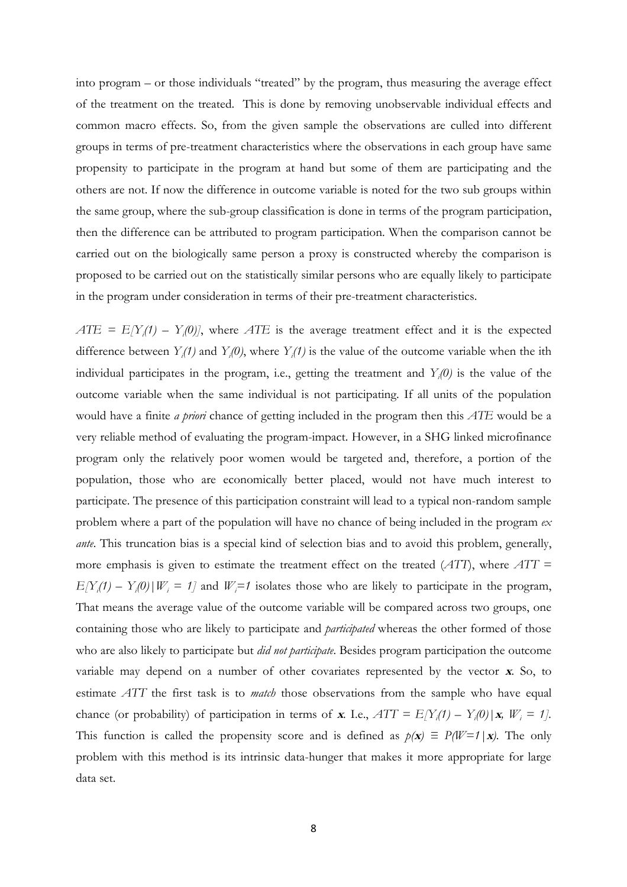into program – or those individuals "treated" by the program, thus measuring the average effect of the treatment on the treated. This is done by removing unobservable individual effects and common macro effects. So, from the given sample the observations are culled into different groups in terms of pre-treatment characteristics where the observations in each group have same propensity to participate in the program at hand but some of them are participating and the others are not. If now the difference in outcome variable is noted for the two sub groups within the same group, where the sub-group classification is done in terms of the program participation, then the difference can be attributed to program participation. When the comparison cannot be carried out on the biologically same person a proxy is constructed whereby the comparison is proposed to be carried out on the statistically similar persons who are equally likely to participate in the program under consideration in terms of their pre-treatment characteristics.

$ATE = E[Y_i(1) - Y_i(0)]$, where *ATE* is the average treatment effect and it is the expected difference between $Y_i(1)$ and $Y_i(0)$, where $Y_i(1)$ is the value of the outcome variable when the ith individual participates in the program, i.e., getting the treatment and $Y_i(0)$ is the value of the outcome variable when the same individual is not participating. If all units of the population would have a finite *a priori* chance of getting included in the program then this *ATE* would be a very reliable method of evaluating the program-impact. However, in a SHG linked microfinance program only the relatively poor women would be targeted and, therefore, a portion of the population, those who are economically better placed, would not have much interest to participate. The presence of this participation constraint will lead to a typical non-random sample problem where a part of the population will have no chance of being included in the program *ex ante*. This truncation bias is a special kind of selection bias and to avoid this problem, generally, more emphasis is given to estimate the treatment effect on the treated (*ATT*), where $ATT = E[Y_i(1) - Y_i(0) | W_i = 1]$ and $W_i=1$ isolates those who are likely to participate in the program, That means the average value of the outcome variable will be compared across two groups, one containing those who are likely to participate and *participated* whereas the other formed of those who are also likely to participate but *did not participate*. Besides program participation the outcome variable may depend on a number of other covariates represented by the vector $\boldsymbol{x}$. So, to estimate *ATT* the first task is to *match* those observations from the sample who have equal chance (or probability) of participation in terms of $\boldsymbol{x}$. I.e., $ATT = E[Y_i(1) - Y_i(0) | \boldsymbol{x}, W_i = 1]$. This function is called the propensity score and is defined as $p(\boldsymbol{x}) \equiv P(W=1 | \boldsymbol{x})$. The only problem with this method is its intrinsic data-hunger that makes it more appropriate for large data set.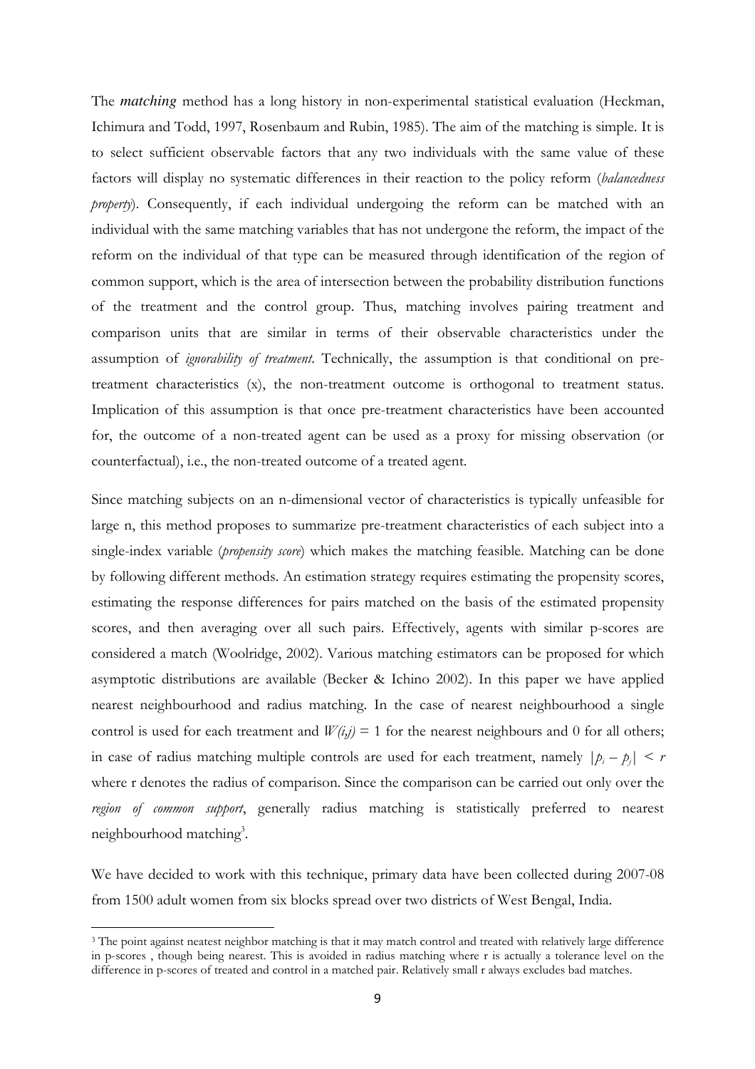The *matching* method has a long history in non-experimental statistical evaluation (Heckman, Ichimura and Todd, 1997, Rosenbaum and Rubin, 1985). The aim of the matching is simple. It is to select sufficient observable factors that any two individuals with the same value of these factors will display no systematic differences in their reaction to the policy reform (*balancedness property*). Consequently, if each individual undergoing the reform can be matched with an individual with the same matching variables that has not undergone the reform, the impact of the reform on the individual of that type can be measured through identification of the region of common support, which is the area of intersection between the probability distribution functions of the treatment and the control group. Thus, matching involves pairing treatment and comparison units that are similar in terms of their observable characteristics under the assumption of *ignorability of treatment*. Technically, the assumption is that conditional on pre-treatment characteristics (x), the non-treatment outcome is orthogonal to treatment status. Implication of this assumption is that once pre-treatment characteristics have been accounted for, the outcome of a non-treated agent can be used as a proxy for missing observation (or counterfactual), i.e., the non-treated outcome of a treated agent.

Since matching subjects on an n-dimensional vector of characteristics is typically unfeasible for large n, this method proposes to summarize pre-treatment characteristics of each subject into a single-index variable (*propensity score*) which makes the matching feasible. Matching can be done by following different methods. An estimation strategy requires estimating the propensity scores, estimating the response differences for pairs matched on the basis of the estimated propensity scores, and then averaging over all such pairs. Effectively, agents with similar p-scores are considered a match (Woolridge, 2002). Various matching estimators can be proposed for which asymptotic distributions are available (Becker & Ichino 2002). In this paper we have applied nearest neighbourhood and radius matching. In the case of nearest neighbourhood a single control is used for each treatment and $W(i,j) = 1$ for the nearest neighbours and 0 for all others; in case of radius matching multiple controls are used for each treatment, namely $|p_i - p_j| < r$ where r denotes the radius of comparison. Since the comparison can be carried out only over the *region of common support*, generally radius matching is statistically preferred to nearest neighbourhood matching[3].

We have decided to work with this technique, primary data have been collected during 2007-08 from 1500 adult women from six blocks spread over two districts of West Bengal, India.

[3] The point against neatest neighbor matching is that it may match control and treated with relatively large difference in p-scores , though being nearest. This is avoided in radius matching where r is actually a tolerance level on the difference in p-scores of treated and control in a matched pair. Relatively small r always excludes bad matches.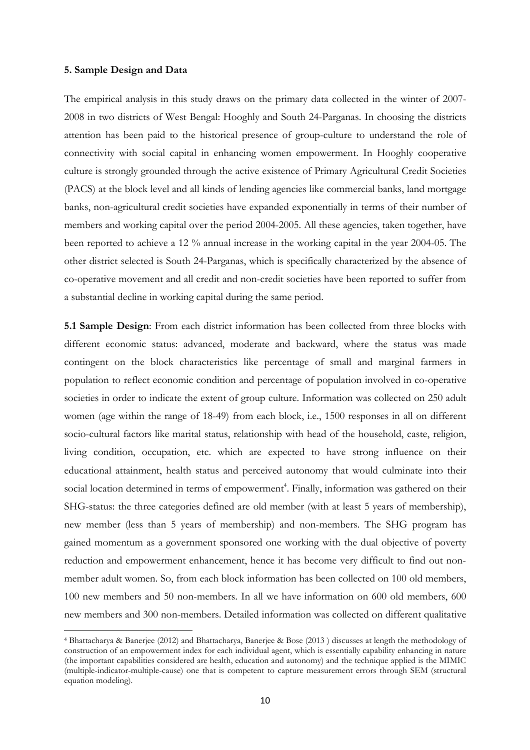### 5. Sample Design and Data

The empirical analysis in this study draws on the primary data collected in the winter of 2007-2008 in two districts of West Bengal: Hooghly and South 24-Parganas. In choosing the districts attention has been paid to the historical presence of group-culture to understand the role of connectivity with social capital in enhancing women empowerment. In Hooghly cooperative culture is strongly grounded through the active existence of Primary Agricultural Credit Societies (PACS) at the block level and all kinds of lending agencies like commercial banks, land mortgage banks, non-agricultural credit societies have expanded exponentially in terms of their number of members and working capital over the period 2004-2005. All these agencies, taken together, have been reported to achieve a 12 % annual increase in the working capital in the year 2004-05. The other district selected is South 24-Parganas, which is specifically characterized by the absence of co-operative movement and all credit and non-credit societies have been reported to suffer from a substantial decline in working capital during the same period.

**5.1 Sample Design**: From each district information has been collected from three blocks with different economic status: advanced, moderate and backward, where the status was made contingent on the block characteristics like percentage of small and marginal farmers in population to reflect economic condition and percentage of population involved in co-operative societies in order to indicate the extent of group culture. Information was collected on 250 adult women (age within the range of 18-49) from each block, i.e., 1500 responses in all on different socio-cultural factors like marital status, relationship with head of the household, caste, religion, living condition, occupation, etc. which are expected to have strong influence on their educational attainment, health status and perceived autonomy that would culminate into their social location determined in terms of empowerment[4]. Finally, information was gathered on their SHG-status: the three categories defined are old member (with at least 5 years of membership), new member (less than 5 years of membership) and non-members. The SHG program has gained momentum as a government sponsored one working with the dual objective of poverty reduction and empowerment enhancement, hence it has become very difficult to find out non-member adult women. So, from each block information has been collected on 100 old members, 100 new members and 50 non-members. In all we have information on 600 old members, 600 new members and 300 non-members. Detailed information was collected on different qualitative

---

[4] Bhattacharya & Banerjee (2012) and Bhattacharya, Banerjee & Bose (2013 ) discusses at length the methodology of construction of an empowerment index for each individual agent, which is essentially capability enhancing in nature (the important capabilities considered are health, education and autonomy) and the technique applied is the MIMIC (multiple-indicator-multiple-cause) one that is competent to capture measurement errors through SEM (structural equation modeling).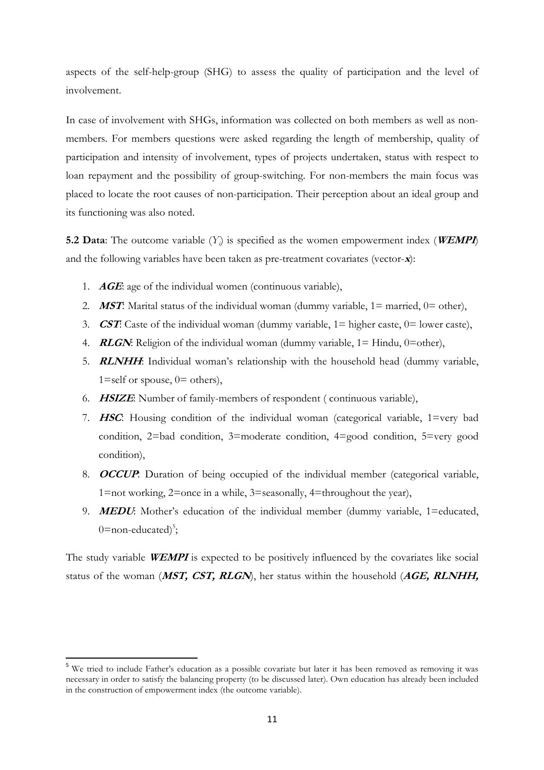aspects of the self-help-group (SHG) to assess the quality of participation and the level of involvement.

In case of involvement with SHGs, information was collected on both members as well as non-members. For members questions were asked regarding the length of membership, quality of participation and intensity of involvement, types of projects undertaken, status with respect to loan repayment and the possibility of group-switching. For non-members the main focus was placed to locate the root causes of non-participation. Their perception about an ideal group and its functioning was also noted.

**5.2 Data**: The outcome variable ($Y_i$) is specified as the women empowerment index (***WEMPI***) and the following variables have been taken as pre-treatment covariates (vector-***x***):

1. ***AGE***: age of the individual women (continuous variable),
2. ***MST***: Marital status of the individual woman (dummy variable, 1= married, 0= other),
3. ***CST***: Caste of the individual woman (dummy variable, 1= higher caste, 0= lower caste),
4. ***RLGN***: Religion of the individual woman (dummy variable, 1= Hindu, 0=other),
5. ***RLNHH***: Individual woman's relationship with the household head (dummy variable, 1=self or spouse, 0= others),
6. ***HSIZE***: Number of family-members of respondent ( continuous variable),
7. ***HSC***: Housing condition of the individual woman (categorical variable, 1=very bad condition, 2=bad condition, 3=moderate condition, 4=good condition, 5=very good condition),
8. ***OCCUP***: Duration of being occupied of the individual member (categorical variable, 1=not working, 2=once in a while, 3=seasonally, 4=throughout the year),
9. ***MEDU***: Mother's education of the individual member (dummy variable, 1=educated, 0=non-educated)[5];

The study variable ***WEMPI*** is expected to be positively influenced by the covariates like social status of the woman (***MST, CST, RLGN***), her status within the household (***AGE, RLNHH,***

[5] We tried to include Father's education as a possible covariate but later it has been removed as removing it was necessary in order to satisfy the balancing property (to be discussed later). Own education has already been included in the construction of empowerment index (the outcome variable).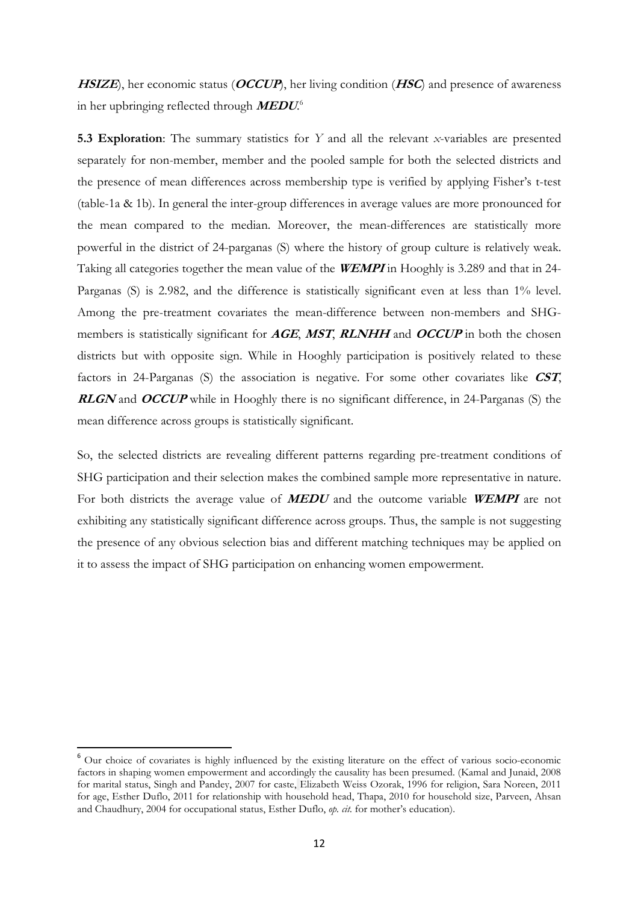***HSIZE***), her economic status (***OCCUP***), her living condition (***HSC***) and presence of awareness in her upbringing reflected through ***MEDU***.[6]

**5.3 Exploration**: The summary statistics for *Y* and all the relevant *x*-variables are presented separately for non-member, member and the pooled sample for both the selected districts and the presence of mean differences across membership type is verified by applying Fisher's t-test (table-1a & 1b). In general the inter-group differences in average values are more pronounced for the mean compared to the median. Moreover, the mean-differences are statistically more powerful in the district of 24-parganas (S) where the history of group culture is relatively weak. Taking all categories together the mean value of the ***WEMPI*** in Hooghly is 3.289 and that in 24-Parganas (S) is 2.982, and the difference is statistically significant even at less than 1% level. Among the pre-treatment covariates the mean-difference between non-members and SHG-members is statistically significant for ***AGE***, ***MST***, ***RLNHH*** and ***OCCUP*** in both the chosen districts but with opposite sign. While in Hooghly participation is positively related to these factors in 24-Parganas (S) the association is negative. For some other covariates like ***CST***, ***RLGN*** and ***OCCUP*** while in Hooghly there is no significant difference, in 24-Parganas (S) the mean difference across groups is statistically significant.

So, the selected districts are revealing different patterns regarding pre-treatment conditions of SHG participation and their selection makes the combined sample more representative in nature. For both districts the average value of ***MEDU*** and the outcome variable ***WEMPI*** are not exhibiting any statistically significant difference across groups. Thus, the sample is not suggesting the presence of any obvious selection bias and different matching techniques may be applied on it to assess the impact of SHG participation on enhancing women empowerment.

[6] Our choice of covariates is highly influenced by the existing literature on the effect of various socio-economic factors in shaping women empowerment and accordingly the causality has been presumed. (Kamal and Junaid, 2008 for marital status, Singh and Pandey, 2007 for caste, Elizabeth Weiss Ozorak, 1996 for religion, Sara Noreen, 2011 for age, Esther Duflo, 2011 for relationship with household head, Thapa, 2010 for household size, Parveen, Ahsan and Chaudhury, 2004 for occupational status, Esther Duflo, *op. cit.* for mother's education).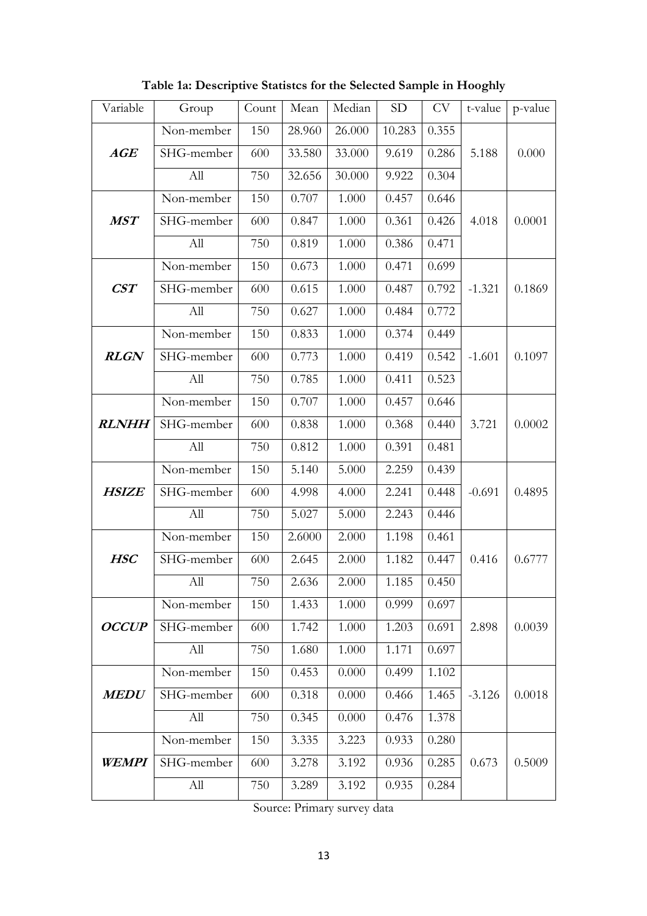**Table 1a: Descriptive Statistcs for the Selected Sample in Hooghly**

| Variable | Group | Count | Mean | Median | SD | CV | t-value | p-value |
|---|---|---|---|---|---|---|---|---|
| ***AGE*** | Non-member | 150 | 28.960 | 26.000 | 10.283 | 0.355 | 5.188 | 0.000 |
| | SHG-member | 600 | 33.580 | 33.000 | 9.619 | 0.286 | | |
| | All | 750 | 32.656 | 30.000 | 9.922 | 0.304 | | |
| ***MST*** | Non-member | 150 | 0.707 | 1.000 | 0.457 | 0.646 | 4.018 | 0.0001 |
| | SHG-member | 600 | 0.847 | 1.000 | 0.361 | 0.426 | | |
| | All | 750 | 0.819 | 1.000 | 0.386 | 0.471 | | |
| ***CST*** | Non-member | 150 | 0.673 | 1.000 | 0.471 | 0.699 | -1.321 | 0.1869 |
| | SHG-member | 600 | 0.615 | 1.000 | 0.487 | 0.792 | | |
| | All | 750 | 0.627 | 1.000 | 0.484 | 0.772 | | |
| ***RLGN*** | Non-member | 150 | 0.833 | 1.000 | 0.374 | 0.449 | -1.601 | 0.1097 |
| | SHG-member | 600 | 0.773 | 1.000 | 0.419 | 0.542 | | |
| | All | 750 | 0.785 | 1.000 | 0.411 | 0.523 | | |
| ***RLNHH*** | Non-member | 150 | 0.707 | 1.000 | 0.457 | 0.646 | 3.721 | 0.0002 |
| | SHG-member | 600 | 0.838 | 1.000 | 0.368 | 0.440 | | |
| | All | 750 | 0.812 | 1.000 | 0.391 | 0.481 | | |
| ***HSIZE*** | Non-member | 150 | 5.140 | 5.000 | 2.259 | 0.439 | -0.691 | 0.4895 |
| | SHG-member | 600 | 4.998 | 4.000 | 2.241 | 0.448 | | |
| | All | 750 | 5.027 | 5.000 | 2.243 | 0.446 | | |
| ***HSC*** | Non-member | 150 | 2.6000 | 2.000 | 1.198 | 0.461 | 0.416 | 0.6777 |
| | SHG-member | 600 | 2.645 | 2.000 | 1.182 | 0.447 | | |
| | All | 750 | 2.636 | 2.000 | 1.185 | 0.450 | | |
| ***OCCUP*** | Non-member | 150 | 1.433 | 1.000 | 0.999 | 0.697 | 2.898 | 0.0039 |
| | SHG-member | 600 | 1.742 | 1.000 | 1.203 | 0.691 | | |
| | All | 750 | 1.680 | 1.000 | 1.171 | 0.697 | | |
| ***MEDU*** | Non-member | 150 | 0.453 | 0.000 | 0.499 | 1.102 | -3.126 | 0.0018 |
| | SHG-member | 600 | 0.318 | 0.000 | 0.466 | 1.465 | | |
| | All | 750 | 0.345 | 0.000 | 0.476 | 1.378 | | |
| ***WEMPI*** | Non-member | 150 | 3.335 | 3.223 | 0.933 | 0.280 | 0.673 | 0.5009 |
| | SHG-member | 600 | 3.278 | 3.192 | 0.936 | 0.285 | | |
| | All | 750 | 3.289 | 3.192 | 0.935 | 0.284 | | |

Source: Primary survey data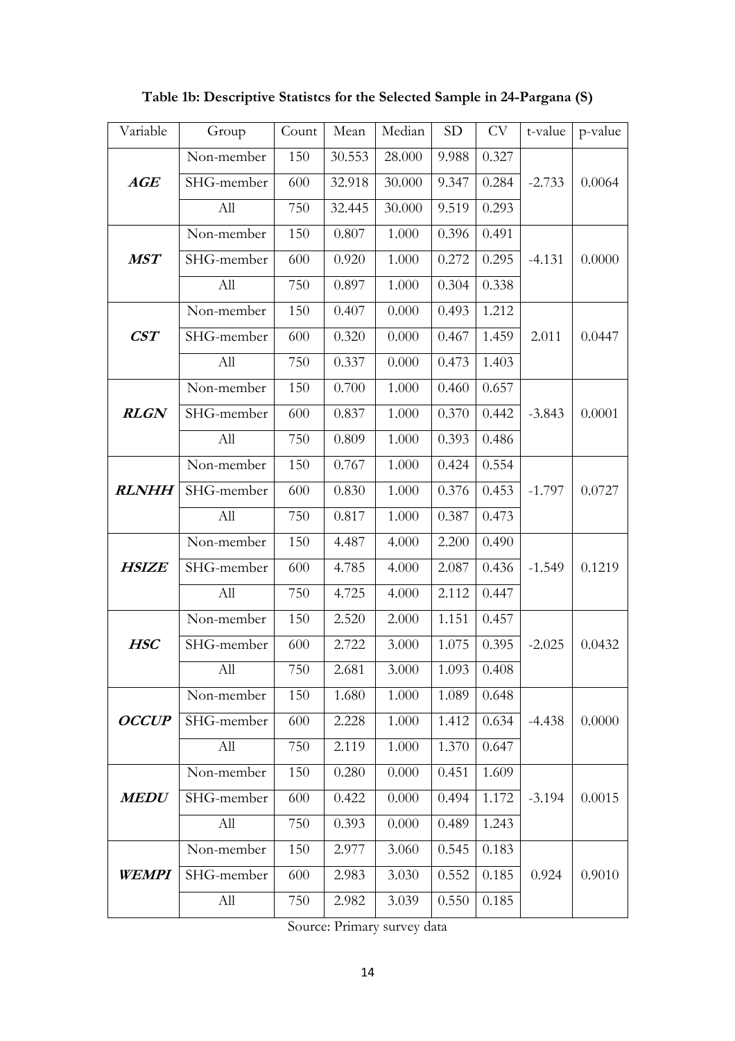**Table 1b: Descriptive Statistcs for the Selected Sample in 24-Pargana (S)**

| Variable | Group | Count | Mean | Median | SD | CV | t-value | p-value |
|---|---|---|---|---|---|---|---|---|
| ***AGE*** | Non-member | 150 | 30.553 | 28.000 | 9.988 | 0.327 | -2.733 | 0.0064 |
| | SHG-member | 600 | 32.918 | 30.000 | 9.347 | 0.284 | | |
| | All | 750 | 32.445 | 30.000 | 9.519 | 0.293 | | |
| ***MST*** | Non-member | 150 | 0.807 | 1.000 | 0.396 | 0.491 | -4.131 | 0.0000 |
| | SHG-member | 600 | 0.920 | 1.000 | 0.272 | 0.295 | | |
| | All | 750 | 0.897 | 1.000 | 0.304 | 0.338 | | |
| ***CST*** | Non-member | 150 | 0.407 | 0.000 | 0.493 | 1.212 | 2.011 | 0.0447 |
| | SHG-member | 600 | 0.320 | 0.000 | 0.467 | 1.459 | | |
| | All | 750 | 0.337 | 0.000 | 0.473 | 1.403 | | |
| ***RLGN*** | Non-member | 150 | 0.700 | 1.000 | 0.460 | 0.657 | -3.843 | 0.0001 |
| | SHG-member | 600 | 0.837 | 1.000 | 0.370 | 0.442 | | |
| | All | 750 | 0.809 | 1.000 | 0.393 | 0.486 | | |
| ***RLNHH*** | Non-member | 150 | 0.767 | 1.000 | 0.424 | 0.554 | -1.797 | 0.0727 |
| | SHG-member | 600 | 0.830 | 1.000 | 0.376 | 0.453 | | |
| | All | 750 | 0.817 | 1.000 | 0.387 | 0.473 | | |
| ***HSIZE*** | Non-member | 150 | 4.487 | 4.000 | 2.200 | 0.490 | -1.549 | 0.1219 |
| | SHG-member | 600 | 4.785 | 4.000 | 2.087 | 0.436 | | |
| | All | 750 | 4.725 | 4.000 | 2.112 | 0.447 | | |
| ***HSC*** | Non-member | 150 | 2.520 | 2.000 | 1.151 | 0.457 | -2.025 | 0.0432 |
| | SHG-member | 600 | 2.722 | 3.000 | 1.075 | 0.395 | | |
| | All | 750 | 2.681 | 3.000 | 1.093 | 0.408 | | |
| ***OCCUP*** | Non-member | 150 | 1.680 | 1.000 | 1.089 | 0.648 | -4.438 | 0.0000 |
| | SHG-member | 600 | 2.228 | 1.000 | 1.412 | 0.634 | | |
| | All | 750 | 2.119 | 1.000 | 1.370 | 0.647 | | |
| ***MEDU*** | Non-member | 150 | 0.280 | 0.000 | 0.451 | 1.609 | -3.194 | 0.0015 |
| | SHG-member | 600 | 0.422 | 0.000 | 0.494 | 1.172 | | |
| | All | 750 | 0.393 | 0.000 | 0.489 | 1.243 | | |
| ***WEMPI*** | Non-member | 150 | 2.977 | 3.060 | 0.545 | 0.183 | 0.924 | 0.9010 |
| | SHG-member | 600 | 2.983 | 3.030 | 0.552 | 0.185 | | |
| | All | 750 | 2.982 | 3.039 | 0.550 | 0.185 | | |

Source: Primary survey data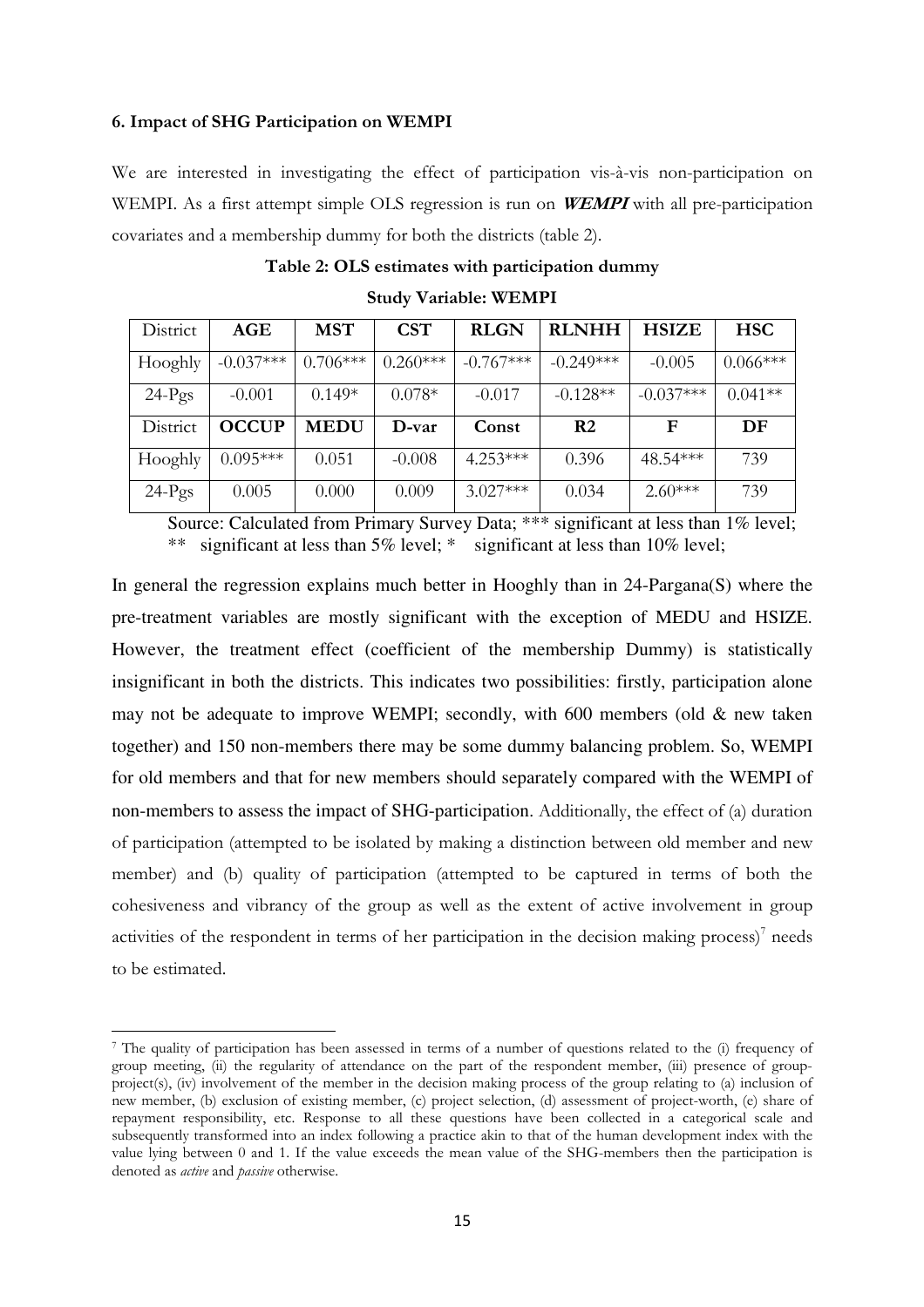#### 6. Impact of SHG Participation on WEMPI

We are interested in investigating the effect of participation vis-à-vis non-participation on WEMPI. As a first attempt simple OLS regression is run on ***WEMPI*** with all pre-participation covariates and a membership dummy for both the districts (table 2).

**Table 2: OLS estimates with participation dummy**

**Study Variable: WEMPI**

| District | **AGE** | **MST** | **CST** | **RLGN** | **RLNHH** | **HSIZE** | **HSC** |
|---|---|---|---|---|---|---|---|
| Hooghly | -0.037*** | 0.706*** | 0.260*** | -0.767*** | -0.249*** | -0.005 | 0.066*** |
| 24-Pgs | -0.001 | 0.149* | 0.078* | -0.017 | -0.128** | -0.037*** | 0.041** |
| District | **OCCUP** | **MEDU** | **D-var** | **Const** | **R2** | **F** | **DF** |
| Hooghly | 0.095*** | 0.051 | -0.008 | 4.253*** | 0.396 | 48.54*** | 739 |
| 24-Pgs | 0.005 | 0.000 | 0.009 | 3.027*** | 0.034 | 2.60*** | 739 |

Source: Calculated from Primary Survey Data; *** significant at less than 1% level; ** significant at less than 5% level; * significant at less than 10% level;

In general the regression explains much better in Hooghly than in 24-Pargana(S) where the pre-treatment variables are mostly significant with the exception of MEDU and HSIZE. However, the treatment effect (coefficient of the membership Dummy) is statistically insignificant in both the districts. This indicates two possibilities: firstly, participation alone may not be adequate to improve WEMPI; secondly, with 600 members (old & new taken together) and 150 non-members there may be some dummy balancing problem. So, WEMPI for old members and that for new members should separately compared with the WEMPI of non-members to assess the impact of SHG-participation. Additionally, the effect of (a) duration of participation (attempted to be isolated by making a distinction between old member and new member) and (b) quality of participation (attempted to be captured in terms of both the cohesiveness and vibrancy of the group as well as the extent of active involvement in group activities of the respondent in terms of her participation in the decision making process)[7] needs to be estimated.

[7] The quality of participation has been assessed in terms of a number of questions related to the (i) frequency of group meeting, (ii) the regularity of attendance on the part of the respondent member, (iii) presence of group-project(s), (iv) involvement of the member in the decision making process of the group relating to (a) inclusion of new member, (b) exclusion of existing member, (c) project selection, (d) assessment of project-worth, (e) share of repayment responsibility, etc. Response to all these questions have been collected in a categorical scale and subsequently transformed into an index following a practice akin to that of the human development index with the value lying between 0 and 1. If the value exceeds the mean value of the SHG-members then the participation is denoted as *active* and *passive* otherwise.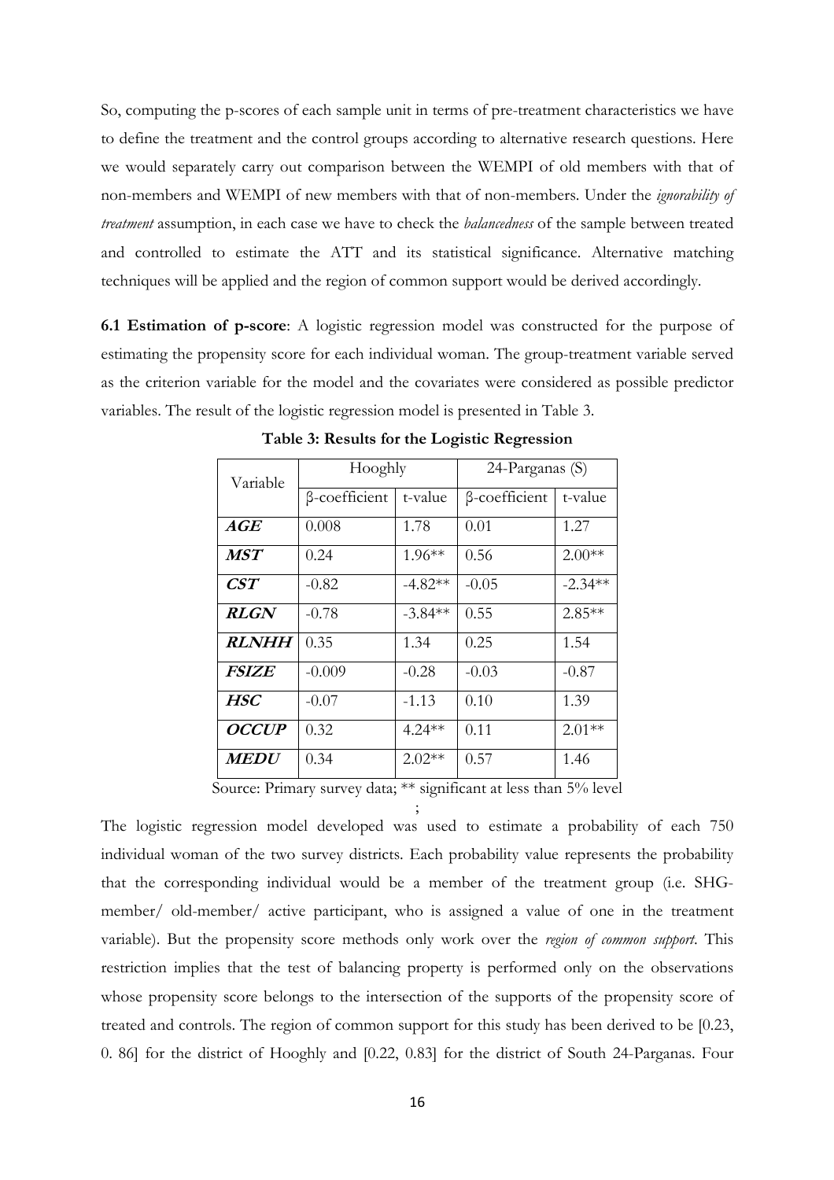So, computing the p-scores of each sample unit in terms of pre-treatment characteristics we have to define the treatment and the control groups according to alternative research questions. Here we would separately carry out comparison between the WEMPI of old members with that of non-members and WEMPI of new members with that of non-members. Under the *ignorability of treatment* assumption, in each case we have to check the *balancedness* of the sample between treated and controlled to estimate the ATT and its statistical significance. Alternative matching techniques will be applied and the region of common support would be derived accordingly.

**6.1 Estimation of p-score**: A logistic regression model was constructed for the purpose of estimating the propensity score for each individual woman. The group-treatment variable served as the criterion variable for the model and the covariates were considered as possible predictor variables. The result of the logistic regression model is presented in Table 3.

**Table 3: Results for the Logistic Regression**

| Variable | Hooghly | | 24-Parganas (S) | |
|---|---|---|---|---|
| | β-coefficient | t-value | β-coefficient | t-value |
| ***AGE*** | 0.008 | 1.78 | 0.01 | 1.27 |
| ***MST*** | 0.24 | 1.96** | 0.56 | 2.00** |
| ***CST*** | -0.82 | -4.82** | -0.05 | -2.34** |
| ***RLGN*** | -0.78 | -3.84** | 0.55 | 2.85** |
| ***RLNHH*** | 0.35 | 1.34 | 0.25 | 1.54 |
| ***FSIZE*** | -0.009 | -0.28 | -0.03 | -0.87 |
| ***HSC*** | -0.07 | -1.13 | 0.10 | 1.39 |
| ***OCCUP*** | 0.32 | 4.24** | 0.11 | 2.01** |
| ***MEDU*** | 0.34 | 2.02** | 0.57 | 1.46 |

Source: Primary survey data; ** significant at less than 5% level

;

The logistic regression model developed was used to estimate a probability of each 750 individual woman of the two survey districts. Each probability value represents the probability that the corresponding individual would be a member of the treatment group (i.e. SHG-member/ old-member/ active participant, who is assigned a value of one in the treatment variable). But the propensity score methods only work over the *region of common support*. This restriction implies that the test of balancing property is performed only on the observations whose propensity score belongs to the intersection of the supports of the propensity score of treated and controls. The region of common support for this study has been derived to be [0.23, 0. 86] for the district of Hooghly and [0.22, 0.83] for the district of South 24-Parganas. Four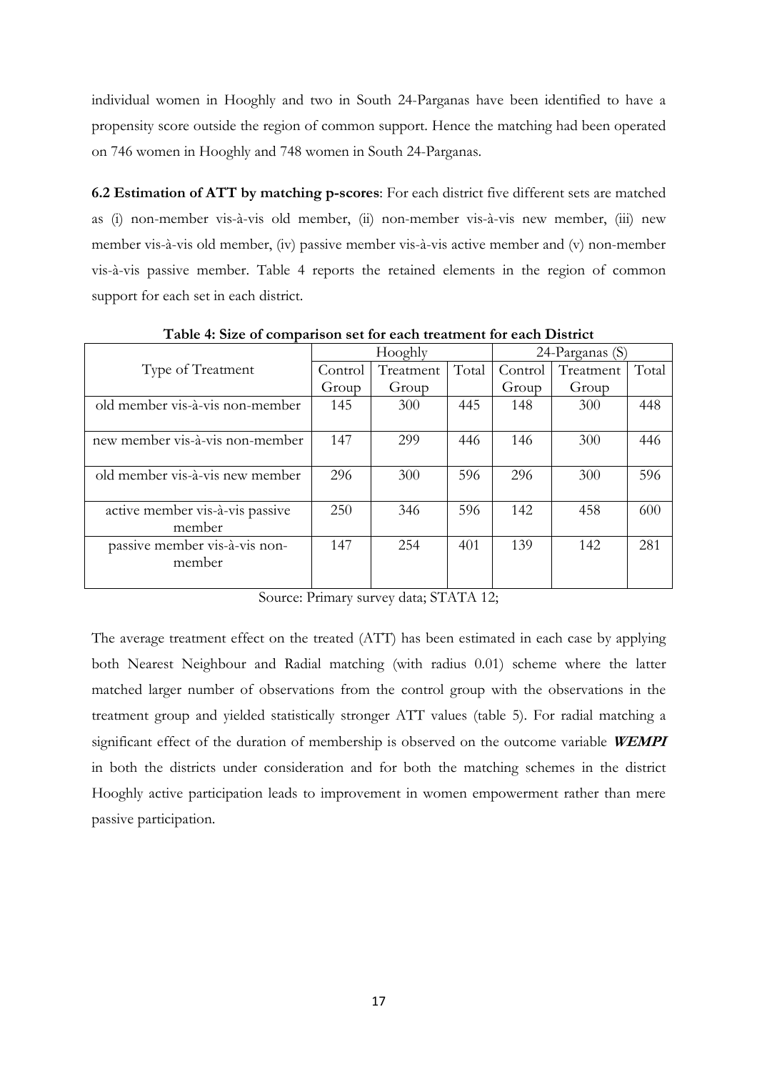individual women in Hooghly and two in South 24-Parganas have been identified to have a propensity score outside the region of common support. Hence the matching had been operated on 746 women in Hooghly and 748 women in South 24-Parganas.

**6.2 Estimation of ATT by matching p-scores**: For each district five different sets are matched as (i) non-member vis-à-vis old member, (ii) non-member vis-à-vis new member, (iii) new member vis-à-vis old member, (iv) passive member vis-à-vis active member and (v) non-member vis-à-vis passive member. Table 4 reports the retained elements in the region of common support for each set in each district.

**Table 4: Size of comparison set for each treatment for each District**

| Type of Treatment | Hooghly | | | 24-Parganas (S) | | |
|---|---|---|---|---|---|---|
| | Control Group | Treatment Group | Total | Control Group | Treatment Group | Total |
| old member vis-à-vis non-member | 145 | 300 | 445 | 148 | 300 | 448 |
| new member vis-à-vis non-member | 147 | 299 | 446 | 146 | 300 | 446 |
| old member vis-à-vis new member | 296 | 300 | 596 | 296 | 300 | 596 |
| active member vis-à-vis passive member | 250 | 346 | 596 | 142 | 458 | 600 |
| passive member vis-à-vis non-member | 147 | 254 | 401 | 139 | 142 | 281 |

Source: Primary survey data; STATA 12;

The average treatment effect on the treated (ATT) has been estimated in each case by applying both Nearest Neighbour and Radial matching (with radius 0.01) scheme where the latter matched larger number of observations from the control group with the observations in the treatment group and yielded statistically stronger ATT values (table 5). For radial matching a significant effect of the duration of membership is observed on the outcome variable ***WEMPI*** in both the districts under consideration and for both the matching schemes in the district Hooghly active participation leads to improvement in women empowerment rather than mere passive participation.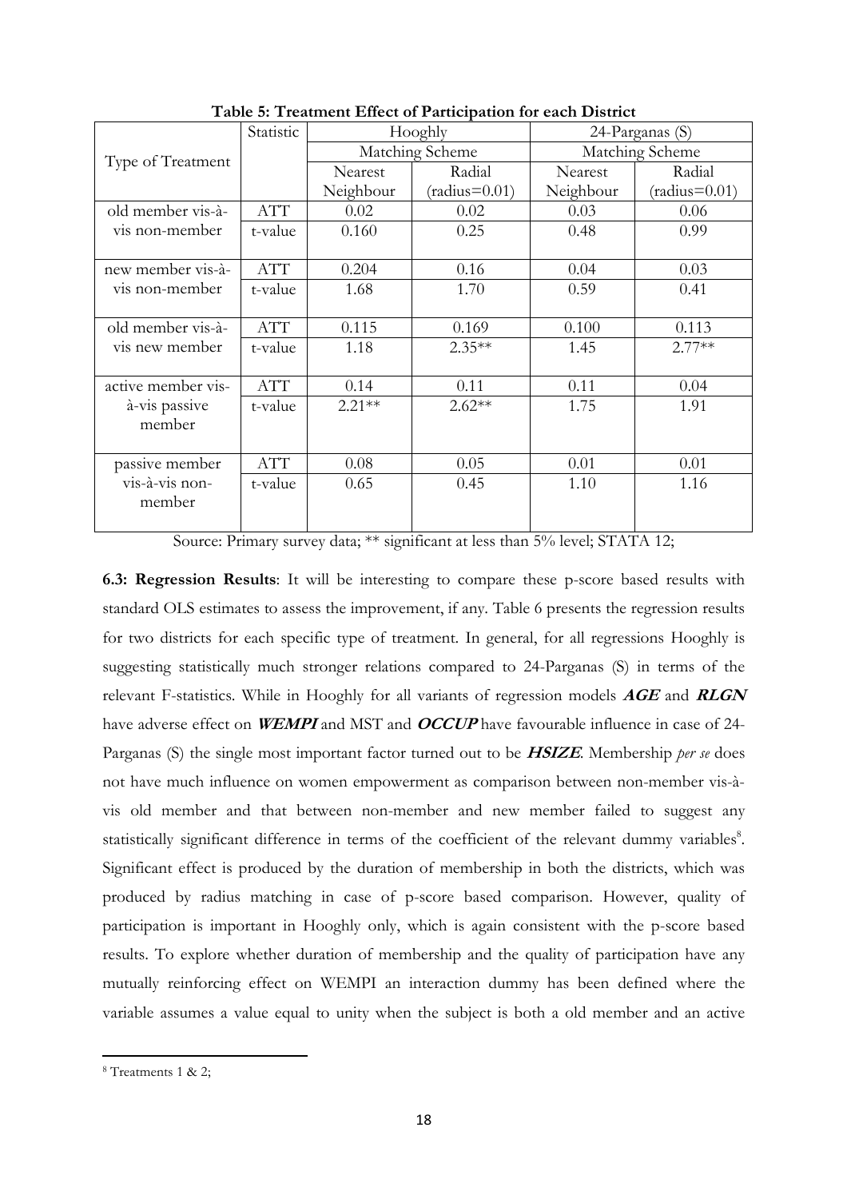**Table 5: Treatment Effect of Participation for each District**

| Type of Treatment | Statistic | Hooghly | | 24-Parganas (S) | |
|---|---|---|---|---|---|
| | | Matching Scheme | | Matching Scheme | |
| | | Nearest Neighbour | Radial (radius=0.01) | Nearest Neighbour | Radial (radius=0.01) |
| old member vis-à-vis non-member | ATT | 0.02 | 0.02 | 0.03 | 0.06 |
| | t-value | 0.160 | 0.25 | 0.48 | 0.99 |
| new member vis-à-vis non-member | ATT | 0.204 | 0.16 | 0.04 | 0.03 |
| | t-value | 1.68 | 1.70 | 0.59 | 0.41 |
| old member vis-à-vis new member | ATT | 0.115 | 0.169 | 0.100 | 0.113 |
| | t-value | 1.18 | 2.35** | 1.45 | 2.77** |
| active member vis-à-vis passive member | ATT | 0.14 | 0.11 | 0.11 | 0.04 |
| | t-value | 2.21** | 2.62** | 1.75 | 1.91 |
| passive member vis-à-vis non-member | ATT | 0.08 | 0.05 | 0.01 | 0.01 |
| | t-value | 0.65 | 0.45 | 1.10 | 1.16 |

Source: Primary survey data; ** significant at less than 5% level; STATA 12;

**6.3: Regression Results**: It will be interesting to compare these p-score based results with standard OLS estimates to assess the improvement, if any. Table 6 presents the regression results for two districts for each specific type of treatment. In general, for all regressions Hooghly is suggesting statistically much stronger relations compared to 24-Parganas (S) in terms of the relevant F-statistics. While in Hooghly for all variants of regression models ***AGE*** and ***RLGN*** have adverse effect on ***WEMPI*** and MST and ***OCCUP*** have favourable influence in case of 24-Parganas (S) the single most important factor turned out to be ***HSIZE***. Membership *per se* does not have much influence on women empowerment as comparison between non-member vis-à-vis old member and that between non-member and new member failed to suggest any statistically significant difference in terms of the coefficient of the relevant dummy variables[8]. Significant effect is produced by the duration of membership in both the districts, which was produced by radius matching in case of p-score based comparison. However, quality of participation is important in Hooghly only, which is again consistent with the p-score based results. To explore whether duration of membership and the quality of participation have any mutually reinforcing effect on WEMPI an interaction dummy has been defined where the variable assumes a value equal to unity when the subject is both a old member and an active

[8] Treatments 1 & 2;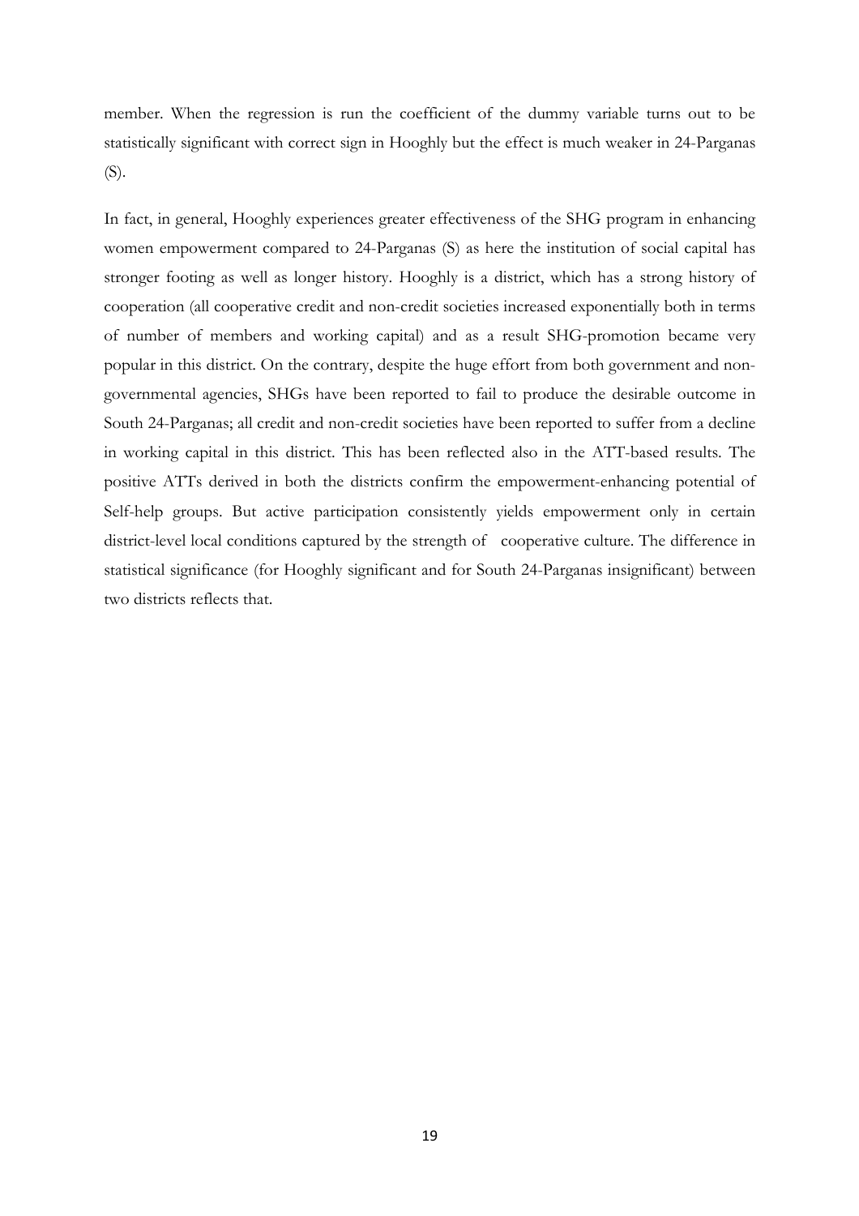member. When the regression is run the coefficient of the dummy variable turns out to be statistically significant with correct sign in Hooghly but the effect is much weaker in 24-Parganas (S).

In fact, in general, Hooghly experiences greater effectiveness of the SHG program in enhancing women empowerment compared to 24-Parganas (S) as here the institution of social capital has stronger footing as well as longer history. Hooghly is a district, which has a strong history of cooperation (all cooperative credit and non-credit societies increased exponentially both in terms of number of members and working capital) and as a result SHG-promotion became very popular in this district. On the contrary, despite the huge effort from both government and non-governmental agencies, SHGs have been reported to fail to produce the desirable outcome in South 24-Parganas; all credit and non-credit societies have been reported to suffer from a decline in working capital in this district. This has been reflected also in the ATT-based results. The positive ATTs derived in both the districts confirm the empowerment-enhancing potential of Self-help groups. But active participation consistently yields empowerment only in certain district-level local conditions captured by the strength of cooperative culture. The difference in statistical significance (for Hooghly significant and for South 24-Parganas insignificant) between two districts reflects that.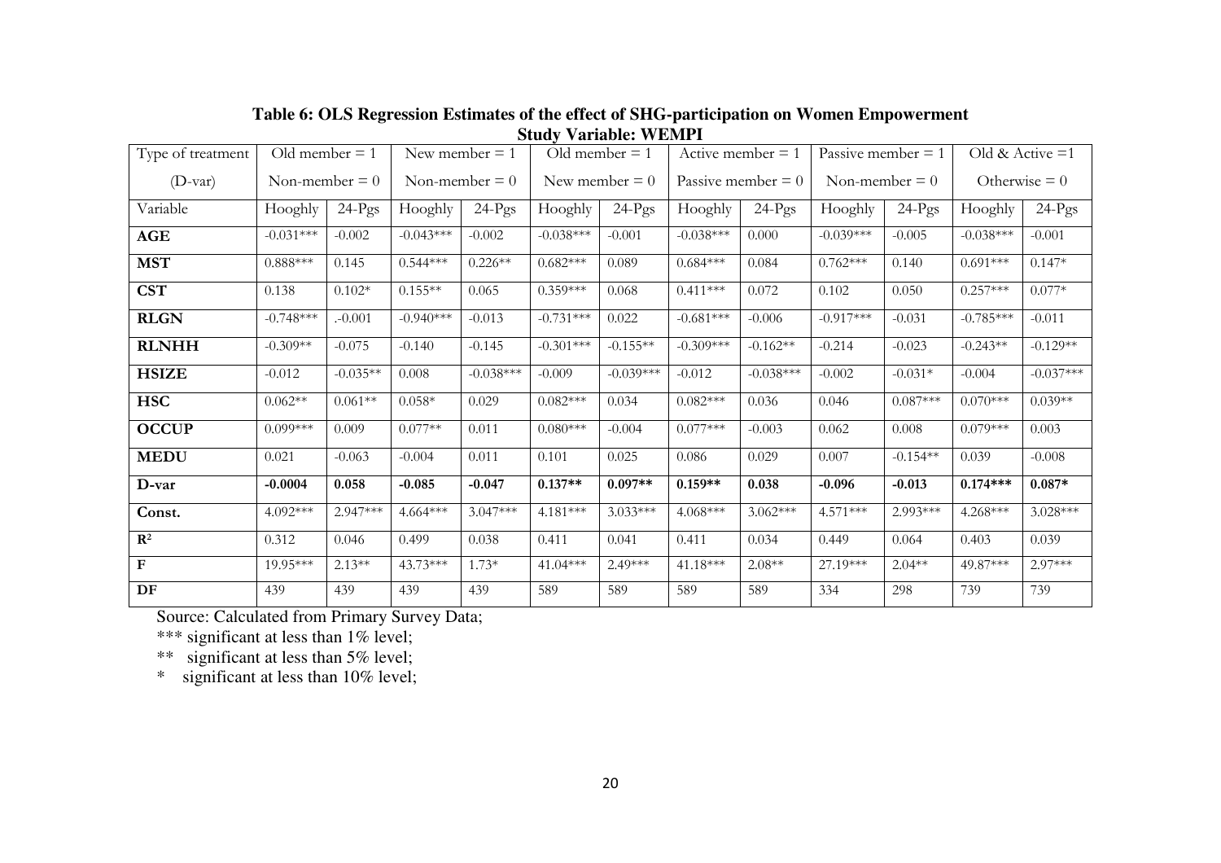**Table 6: OLS Regression Estimates of the effect of SHG-participation on Women Empowerment**

**Study Variable: WEMPI**

| Type of treatment (D-var) | Old member = 1 Non-member = 0 | | New member = 1 Non-member = 0 | | Old member = 1 New member = 0 | | Active member = 1 Passive member = 0 | | Passive member = 1 Non-member = 0 | | Old & Active =1 Otherwise = 0 | |
|---|---|---|---|---|---|---|---|---|---|---|---|---|
| Variable | Hooghly | 24-Pgs | Hooghly | 24-Pgs | Hooghly | 24-Pgs | Hooghly | 24-Pgs | Hooghly | 24-Pgs | Hooghly | 24-Pgs |
| **AGE** | -0.031*** | -0.002 | -0.043*** | -0.002 | -0.038*** | -0.001 | -0.038*** | 0.000 | -0.039*** | -0.005 | -0.038*** | -0.001 |
| **MST** | 0.888*** | 0.145 | 0.544*** | 0.226** | 0.682*** | 0.089 | 0.684*** | 0.084 | 0.762*** | 0.140 | 0.691*** | 0.147* |
| **CST** | 0.138 | 0.102* | 0.155** | 0.065 | 0.359*** | 0.068 | 0.411*** | 0.072 | 0.102 | 0.050 | 0.257*** | 0.077* |
| **RLGN** | -0.748*** | .-0.001 | -0.940*** | -0.013 | -0.731*** | 0.022 | -0.681*** | -0.006 | -0.917*** | -0.031 | -0.785*** | -0.011 |
| **RLNHH** | -0.309** | -0.075 | -0.140 | -0.145 | -0.301*** | -0.155** | -0.309*** | -0.162** | -0.214 | -0.023 | -0.243** | -0.129** |
| **HSIZE** | -0.012 | -0.035** | 0.008 | -0.038*** | -0.009 | -0.039*** | -0.012 | -0.038*** | -0.002 | -0.031* | -0.004 | -0.037*** |
| **HSC** | 0.062** | 0.061** | 0.058* | 0.029 | 0.082*** | 0.034 | 0.082*** | 0.036 | 0.046 | 0.087*** | 0.070*** | 0.039** |
| **OCCUP** | 0.099*** | 0.009 | 0.077** | 0.011 | 0.080*** | -0.004 | 0.077*** | -0.003 | 0.062 | 0.008 | 0.079*** | 0.003 |
| **MEDU** | 0.021 | -0.063 | -0.004 | 0.011 | 0.101 | 0.025 | 0.086 | 0.029 | 0.007 | -0.154** | 0.039 | -0.008 |
| **D-var** | **-0.0004** | **0.058** | **-0.085** | **-0.047** | **0.137**** | **0.097**** | **0.159**** | **0.038** | **-0.096** | **-0.013** | **0.174***** | **0.087*** |
| **Const.** | 4.092*** | 2.947*** | 4.664*** | 3.047*** | 4.181*** | 3.033*** | 4.068*** | 3.062*** | 4.571*** | 2.993*** | 4.268*** | 3.028*** |
| **$R^2$** | 0.312 | 0.046 | 0.499 | 0.038 | 0.411 | 0.041 | 0.411 | 0.034 | 0.449 | 0.064 | 0.403 | 0.039 |
| **F** | 19.95*** | 2.13** | 43.73*** | 1.73* | 41.04*** | 2.49*** | 41.18*** | 2.08** | 27.19*** | 2.04** | 49.87*** | 2.97*** |
| **DF** | 439 | 439 | 439 | 439 | 589 | 589 | 589 | 589 | 334 | 298 | 739 | 739 |

Source: Calculated from Primary Survey Data;

*** significant at less than 1% level;

** significant at less than 5% level;

* significant at less than 10% level;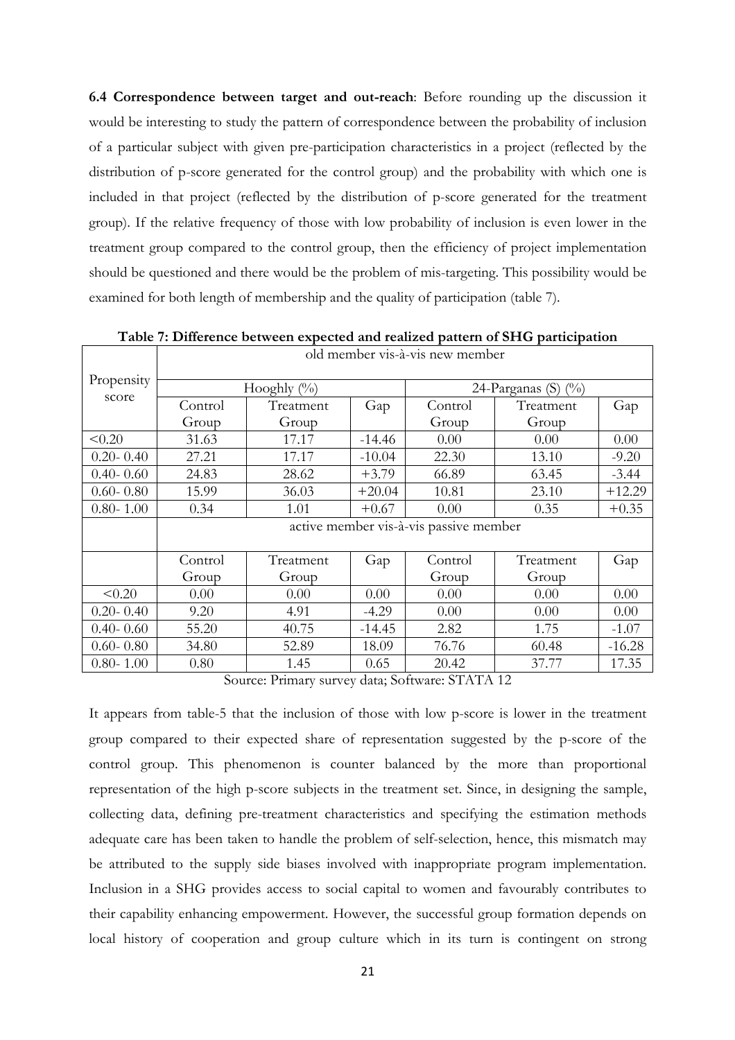**6.4 Correspondence between target and out-reach**: Before rounding up the discussion it would be interesting to study the pattern of correspondence between the probability of inclusion of a particular subject with given pre-participation characteristics in a project (reflected by the distribution of p-score generated for the control group) and the probability with which one is included in that project (reflected by the distribution of p-score generated for the treatment group). If the relative frequency of those with low probability of inclusion is even lower in the treatment group compared to the control group, then the efficiency of project implementation should be questioned and there would be the problem of mis-targeting. This possibility would be examined for both length of membership and the quality of participation (table 7).

**Table 7: Difference between expected and realized pattern of SHG participation**

| Propensity score | old member vis-à-vis new member | | | | | |
|---|---|---|---|---|---|---|
| | Hooghly (%) | | | 24-Parganas (S) (%) | | |
| | Control Group | Treatment Group | Gap | Control Group | Treatment Group | Gap |
| <0.20 | 31.63 | 17.17 | -14.46 | 0.00 | 0.00 | 0.00 |
| 0.20- 0.40 | 27.21 | 17.17 | -10.04 | 22.30 | 13.10 | -9.20 |
| 0.40- 0.60 | 24.83 | 28.62 | +3.79 | 66.89 | 63.45 | -3.44 |
| 0.60- 0.80 | 15.99 | 36.03 | +20.04 | 10.81 | 23.10 | +12.29 |
| 0.80- 1.00 | 0.34 | 1.01 | +0.67 | 0.00 | 0.35 | +0.35 |
| | active member vis-à-vis passive member | | | | | |
| | Control Group | Treatment Group | Gap | Control Group | Treatment Group | Gap |
| <0.20 | 0.00 | 0.00 | 0.00 | 0.00 | 0.00 | 0.00 |
| 0.20- 0.40 | 9.20 | 4.91 | -4.29 | 0.00 | 0.00 | 0.00 |
| 0.40- 0.60 | 55.20 | 40.75 | -14.45 | 2.82 | 1.75 | -1.07 |
| 0.60- 0.80 | 34.80 | 52.89 | 18.09 | 76.76 | 60.48 | -16.28 |
| 0.80- 1.00 | 0.80 | 1.45 | 0.65 | 20.42 | 37.77 | 17.35 |

Source: Primary survey data; Software: STATA 12

It appears from table-5 that the inclusion of those with low p-score is lower in the treatment group compared to their expected share of representation suggested by the p-score of the control group. This phenomenon is counter balanced by the more than proportional representation of the high p-score subjects in the treatment set. Since, in designing the sample, collecting data, defining pre-treatment characteristics and specifying the estimation methods adequate care has been taken to handle the problem of self-selection, hence, this mismatch may be attributed to the supply side biases involved with inappropriate program implementation. Inclusion in a SHG provides access to social capital to women and favourably contributes to their capability enhancing empowerment. However, the successful group formation depends on local history of cooperation and group culture which in its turn is contingent on strong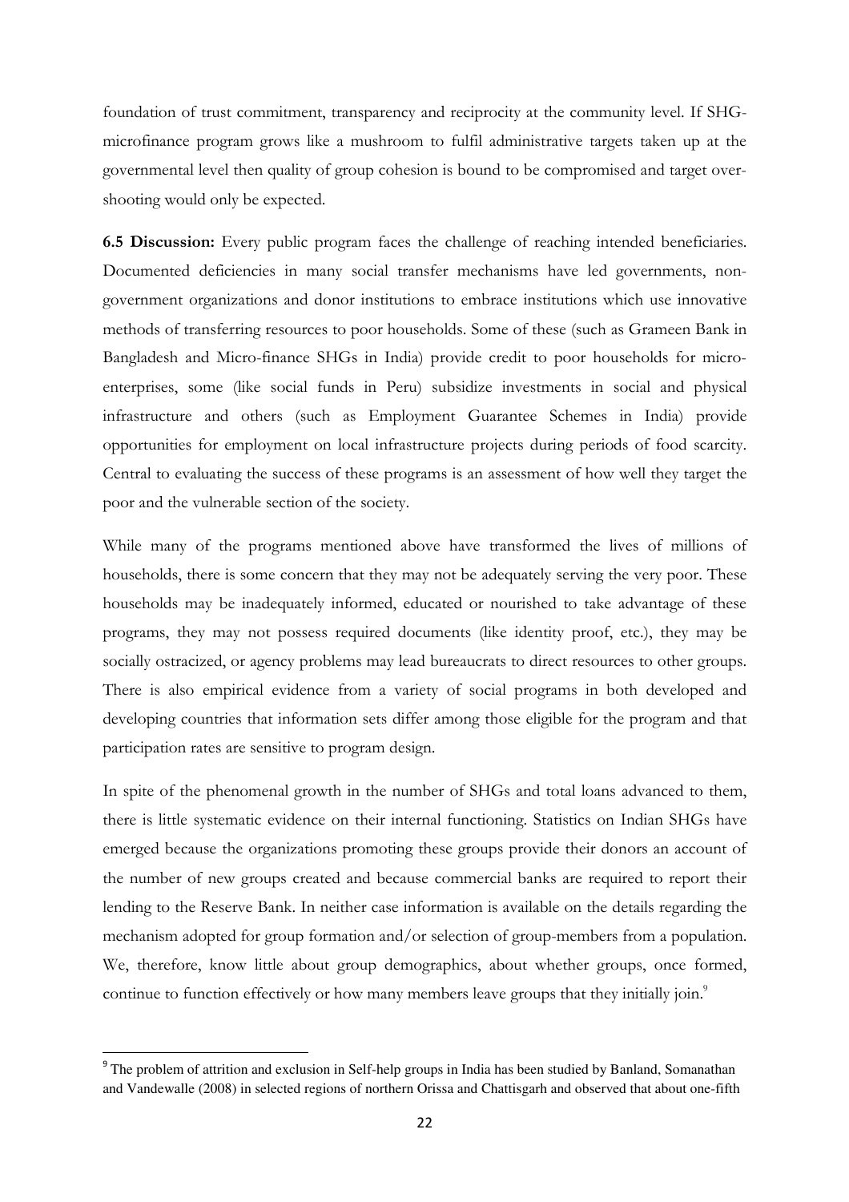foundation of trust commitment, transparency and reciprocity at the community level. If SHG-microfinance program grows like a mushroom to fulfil administrative targets taken up at the governmental level then quality of group cohesion is bound to be compromised and target over-shooting would only be expected.

**6.5 Discussion:** Every public program faces the challenge of reaching intended beneficiaries. Documented deficiencies in many social transfer mechanisms have led governments, non-government organizations and donor institutions to embrace institutions which use innovative methods of transferring resources to poor households. Some of these (such as Grameen Bank in Bangladesh and Micro-finance SHGs in India) provide credit to poor households for micro-enterprises, some (like social funds in Peru) subsidize investments in social and physical infrastructure and others (such as Employment Guarantee Schemes in India) provide opportunities for employment on local infrastructure projects during periods of food scarcity. Central to evaluating the success of these programs is an assessment of how well they target the poor and the vulnerable section of the society.

While many of the programs mentioned above have transformed the lives of millions of households, there is some concern that they may not be adequately serving the very poor. These households may be inadequately informed, educated or nourished to take advantage of these programs, they may not possess required documents (like identity proof, etc.), they may be socially ostracized, or agency problems may lead bureaucrats to direct resources to other groups. There is also empirical evidence from a variety of social programs in both developed and developing countries that information sets differ among those eligible for the program and that participation rates are sensitive to program design.

In spite of the phenomenal growth in the number of SHGs and total loans advanced to them, there is little systematic evidence on their internal functioning. Statistics on Indian SHGs have emerged because the organizations promoting these groups provide their donors an account of the number of new groups created and because commercial banks are required to report their lending to the Reserve Bank. In neither case information is available on the details regarding the mechanism adopted for group formation and/or selection of group-members from a population. We, therefore, know little about group demographics, about whether groups, once formed, continue to function effectively or how many members leave groups that they initially join.[9]

[9] The problem of attrition and exclusion in Self-help groups in India has been studied by Banland, Somanathan and Vandewalle (2008) in selected regions of northern Orissa and Chattisgarh and observed that about one-fifth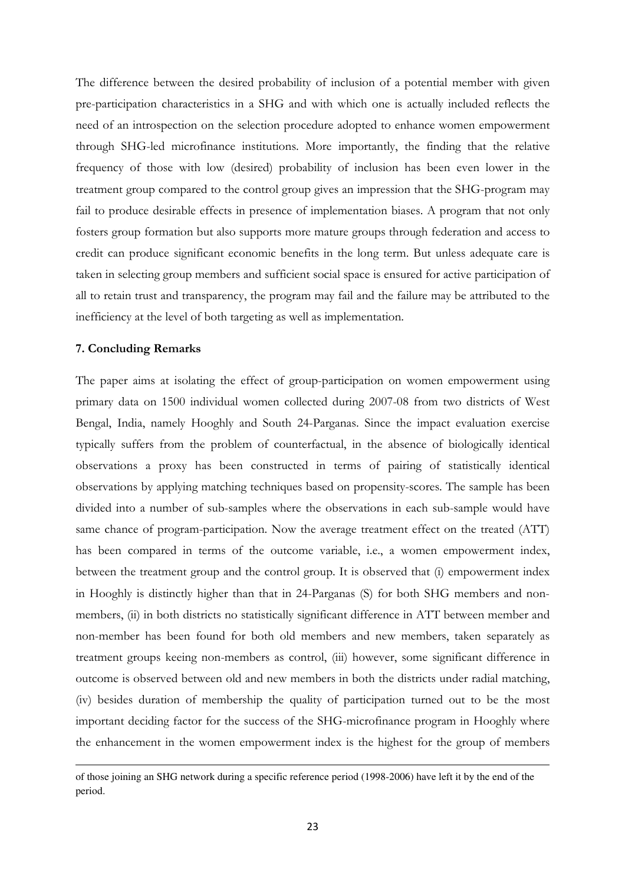The difference between the desired probability of inclusion of a potential member with given pre-participation characteristics in a SHG and with which one is actually included reflects the need of an introspection on the selection procedure adopted to enhance women empowerment through SHG-led microfinance institutions. More importantly, the finding that the relative frequency of those with low (desired) probability of inclusion has been even lower in the treatment group compared to the control group gives an impression that the SHG-program may fail to produce desirable effects in presence of implementation biases. A program that not only fosters group formation but also supports more mature groups through federation and access to credit can produce significant economic benefits in the long term. But unless adequate care is taken in selecting group members and sufficient social space is ensured for active participation of all to retain trust and transparency, the program may fail and the failure may be attributed to the inefficiency at the level of both targeting as well as implementation.

## 7. Concluding Remarks

The paper aims at isolating the effect of group-participation on women empowerment using primary data on 1500 individual women collected during 2007-08 from two districts of West Bengal, India, namely Hooghly and South 24-Parganas. Since the impact evaluation exercise typically suffers from the problem of counterfactual, in the absence of biologically identical observations a proxy has been constructed in terms of pairing of statistically identical observations by applying matching techniques based on propensity-scores. The sample has been divided into a number of sub-samples where the observations in each sub-sample would have same chance of program-participation. Now the average treatment effect on the treated (ATT) has been compared in terms of the outcome variable, i.e., a women empowerment index, between the treatment group and the control group. It is observed that (i) empowerment index in Hooghly is distinctly higher than that in 24-Parganas (S) for both SHG members and non-members, (ii) in both districts no statistically significant difference in ATT between member and non-member has been found for both old members and new members, taken separately as treatment groups keeing non-members as control, (iii) however, some significant difference in outcome is observed between old and new members in both the districts under radial matching, (iv) besides duration of membership the quality of participation turned out to be the most important deciding factor for the success of the SHG-microfinance program in Hooghly where the enhancement in the women empowerment index is the highest for the group of members

of those joining an SHG network during a specific reference period (1998-2006) have left it by the end of the period.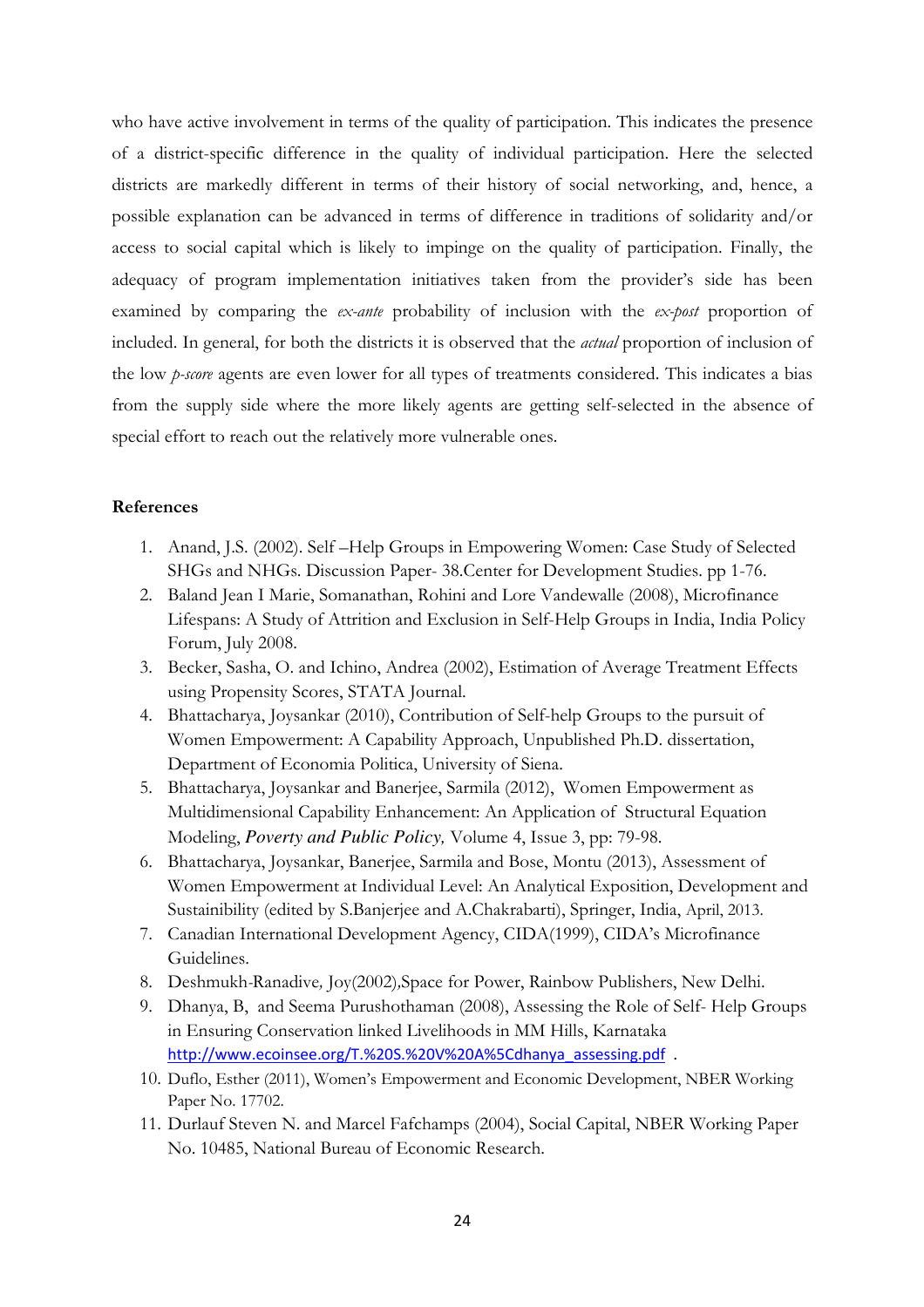who have active involvement in terms of the quality of participation. This indicates the presence of a district-specific difference in the quality of individual participation. Here the selected districts are markedly different in terms of their history of social networking, and, hence, a possible explanation can be advanced in terms of difference in traditions of solidarity and/or access to social capital which is likely to impinge on the quality of participation. Finally, the adequacy of program implementation initiatives taken from the provider's side has been examined by comparing the *ex-ante* probability of inclusion with the *ex-post* proportion of included. In general, for both the districts it is observed that the *actual* proportion of inclusion of the low *p-score* agents are even lower for all types of treatments considered. This indicates a bias from the supply side where the more likely agents are getting self-selected in the absence of special effort to reach out the relatively more vulnerable ones.

**References**

1. Anand, J.S. (2002). Self –Help Groups in Empowering Women: Case Study of Selected SHGs and NHGs. Discussion Paper- 38.Center for Development Studies. pp 1-76.
2. Baland Jean I Marie, Somanathan, Rohini and Lore Vandewalle (2008), Microfinance Lifespans: A Study of Attrition and Exclusion in Self-Help Groups in India, India Policy Forum, July 2008.
3. Becker, Sasha, O. and Ichino, Andrea (2002), Estimation of Average Treatment Effects using Propensity Scores, STATA Journal.
4. Bhattacharya, Joysankar (2010), Contribution of Self-help Groups to the pursuit of Women Empowerment: A Capability Approach, Unpublished Ph.D. dissertation, Department of Economia Politica, University of Siena.
5. Bhattacharya, Joysankar and Banerjee, Sarmila (2012), Women Empowerment as Multidimensional Capability Enhancement: An Application of Structural Equation Modeling, *Poverty and Public Policy,* Volume 4, Issue 3, pp: 79-98.
6. Bhattacharya, Joysankar, Banerjee, Sarmila and Bose, Montu (2013), Assessment of Women Empowerment at Individual Level: An Analytical Exposition, Development and Sustainibility (edited by S.Banjerjee and A.Chakrabarti), Springer, India, April, 2013.
7. Canadian International Development Agency, CIDA(1999), CIDA's Microfinance Guidelines.
8. Deshmukh-Ranadive*,* Joy(2002)*,*Space for Power, Rainbow Publishers, New Delhi.
9. Dhanya, B, and Seema Purushothaman (2008), Assessing the Role of Self- Help Groups in Ensuring Conservation linked Livelihoods in MM Hills, Karnataka http://www.ecoinsee.org/T.%20S.%20V%20A%5Cdhanya_assessing.pdf .
10. Duflo, Esther (2011), Women's Empowerment and Economic Development, NBER Working Paper No. 17702.
11. Durlauf Steven N. and Marcel Fafchamps (2004), Social Capital, NBER Working Paper No. 10485, National Bureau of Economic Research.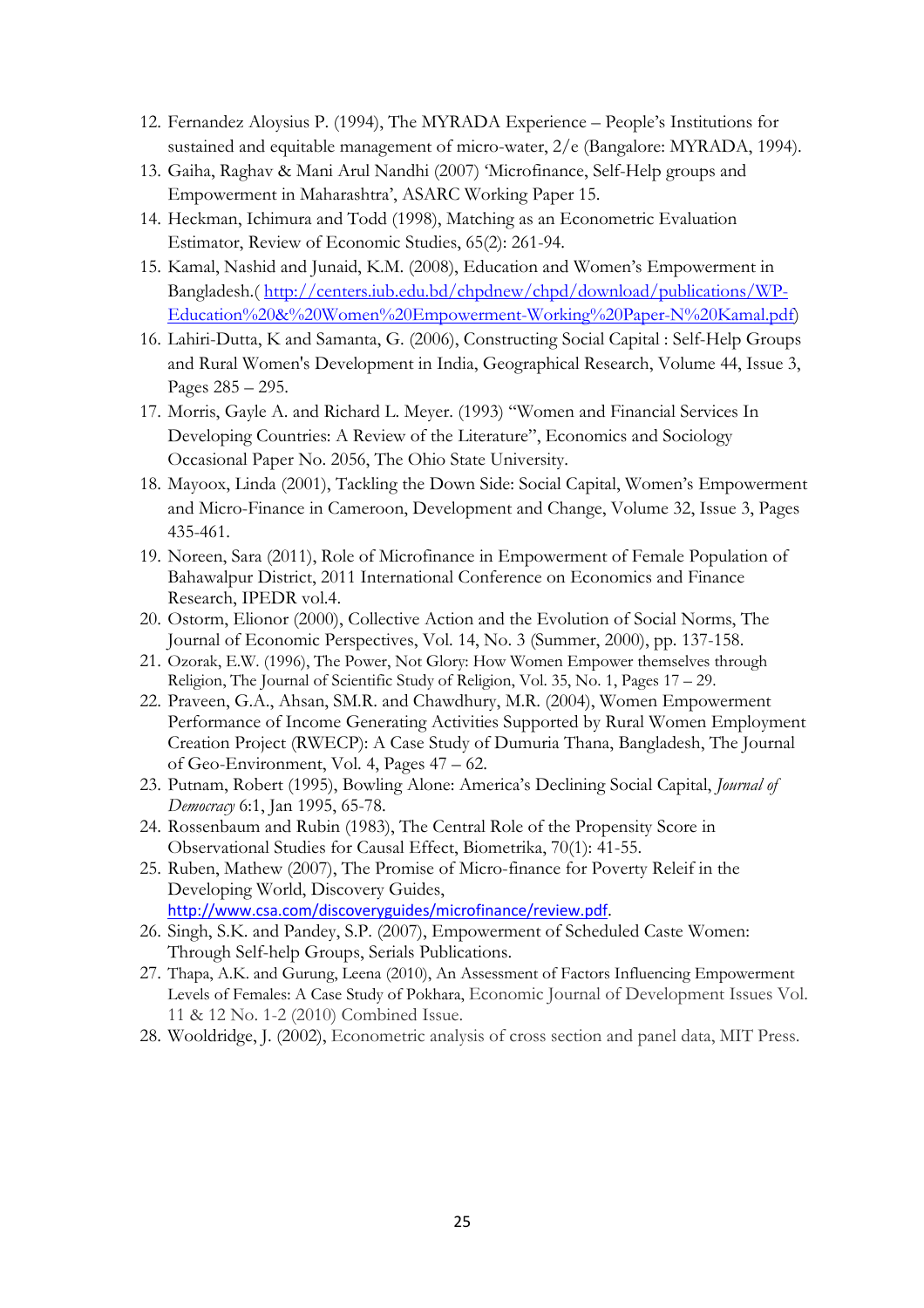12. Fernandez Aloysius P. (1994), The MYRADA Experience – People's Institutions for sustained and equitable management of micro-water, 2/e (Bangalore: MYRADA, 1994).
13. Gaiha, Raghav & Mani Arul Nandhi (2007) 'Microfinance, Self-Help groups and Empowerment in Maharashtra', ASARC Working Paper 15.
14. Heckman, Ichimura and Todd (1998), Matching as an Econometric Evaluation Estimator, Review of Economic Studies, 65(2): 261-94.
15. Kamal, Nashid and Junaid, K.M. (2008), Education and Women's Empowerment in Bangladesh.( http://centers.iub.edu.bd/chpdnew/chpd/download/publications/WP-Education%20&%20Women%20Empowerment-Working%20Paper-N%20Kamal.pdf)
16. Lahiri-Dutta, K and Samanta, G. (2006), Constructing Social Capital : Self-Help Groups and Rural Women's Development in India, Geographical Research, Volume 44, Issue 3, Pages 285 – 295.
17. Morris, Gayle A. and Richard L. Meyer. (1993) "Women and Financial Services In Developing Countries: A Review of the Literature", Economics and Sociology Occasional Paper No. 2056, The Ohio State University.
18. Mayoox, Linda (2001), Tackling the Down Side: Social Capital, Women's Empowerment and Micro-Finance in Cameroon, Development and Change, Volume 32, Issue 3, Pages 435-461.
19. Noreen, Sara (2011), Role of Microfinance in Empowerment of Female Population of Bahawalpur District, 2011 International Conference on Economics and Finance Research, IPEDR vol.4.
20. Ostorm, Elionor (2000), Collective Action and the Evolution of Social Norms, The Journal of Economic Perspectives, Vol. 14, No. 3 (Summer, 2000), pp. 137-158.
21. Ozorak, E.W. (1996), The Power, Not Glory: How Women Empower themselves through Religion, The Journal of Scientific Study of Religion, Vol. 35, No. 1, Pages 17 – 29.
22. Praveen, G.A., Ahsan, SM.R. and Chawdhury, M.R. (2004), Women Empowerment Performance of Income Generating Activities Supported by Rural Women Employment Creation Project (RWECP): A Case Study of Dumuria Thana, Bangladesh, The Journal of Geo-Environment, Vol. 4, Pages 47 – 62.
23. Putnam, Robert (1995), Bowling Alone: America's Declining Social Capital, *Journal of Democracy* 6:1, Jan 1995, 65-78.
24. Rossenbaum and Rubin (1983), The Central Role of the Propensity Score in Observational Studies for Causal Effect, Biometrika, 70(1): 41-55.
25. Ruben, Mathew (2007), The Promise of Micro-finance for Poverty Releif in the Developing World, Discovery Guides, http://www.csa.com/discoveryguides/microfinance/review.pdf.
26. Singh, S.K. and Pandey, S.P. (2007), Empowerment of Scheduled Caste Women: Through Self-help Groups, Serials Publications.
27. Thapa, A.K. and Gurung, Leena (2010), An Assessment of Factors Influencing Empowerment Levels of Females: A Case Study of Pokhara, Economic Journal of Development Issues Vol. 11 & 12 No. 1-2 (2010) Combined Issue.
28. Wooldridge, J. (2002), Econometric analysis of cross section and panel data, MIT Press.